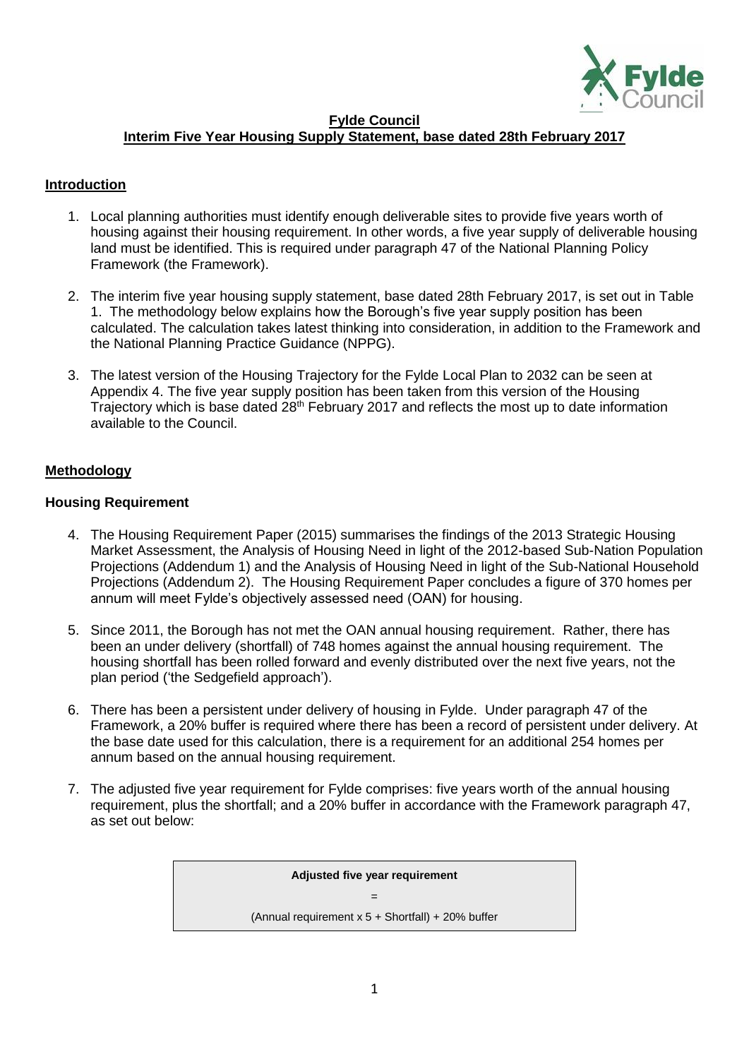**Fylde Council**

**Interim Five Year Housing Supply Statement, base dated 28th February 2017**

## Introduction

1. Local planning authorities must identify enough deliverable sites to provide five years worth of housing against their housing requirement. In other words, a five year supply of deliverable housing land must be identified. This is required under paragraph 47 of the National Planning Policy Framework (the Framework).

2. The interim five year housing supply statement, base dated 28th February 2017, is set out in Table 1. The methodology below explains how the Borough's five year supply position has been calculated. The calculation takes latest thinking into consideration, in addition to the Framework and the National Planning Practice Guidance (NPPG).

3. The latest version of the Housing Trajectory for the Fylde Local Plan to 2032 can be seen at Appendix 4. The five year supply position has been taken from this version of the Housing Trajectory which is base dated 28th February 2017 and reflects the most up to date information available to the Council.

## Methodology

### Housing Requirement

4. The Housing Requirement Paper (2015) summarises the findings of the 2013 Strategic Housing Market Assessment, the Analysis of Housing Need in light of the 2012-based Sub-Nation Population Projections (Addendum 1) and the Analysis of Housing Need in light of the Sub-National Household Projections (Addendum 2). The Housing Requirement Paper concludes a figure of 370 homes per annum will meet Fylde's objectively assessed need (OAN) for housing.

5. Since 2011, the Borough has not met the OAN annual housing requirement. Rather, there has been an under delivery (shortfall) of 748 homes against the annual housing requirement. The housing shortfall has been rolled forward and evenly distributed over the next five years, not the plan period ('the Sedgefield approach').

6. There has been a persistent under delivery of housing in Fylde. Under paragraph 47 of the Framework, a 20% buffer is required where there has been a record of persistent under delivery. At the base date used for this calculation, there is a requirement for an additional 254 homes per annum based on the annual housing requirement.

7. The adjusted five year requirement for Fylde comprises: five years worth of the annual housing requirement, plus the shortfall; and a 20% buffer in accordance with the Framework paragraph 47, as set out below:

**Adjusted five year requirement**

=

(Annual requirement x 5 + Shortfall) + 20% buffer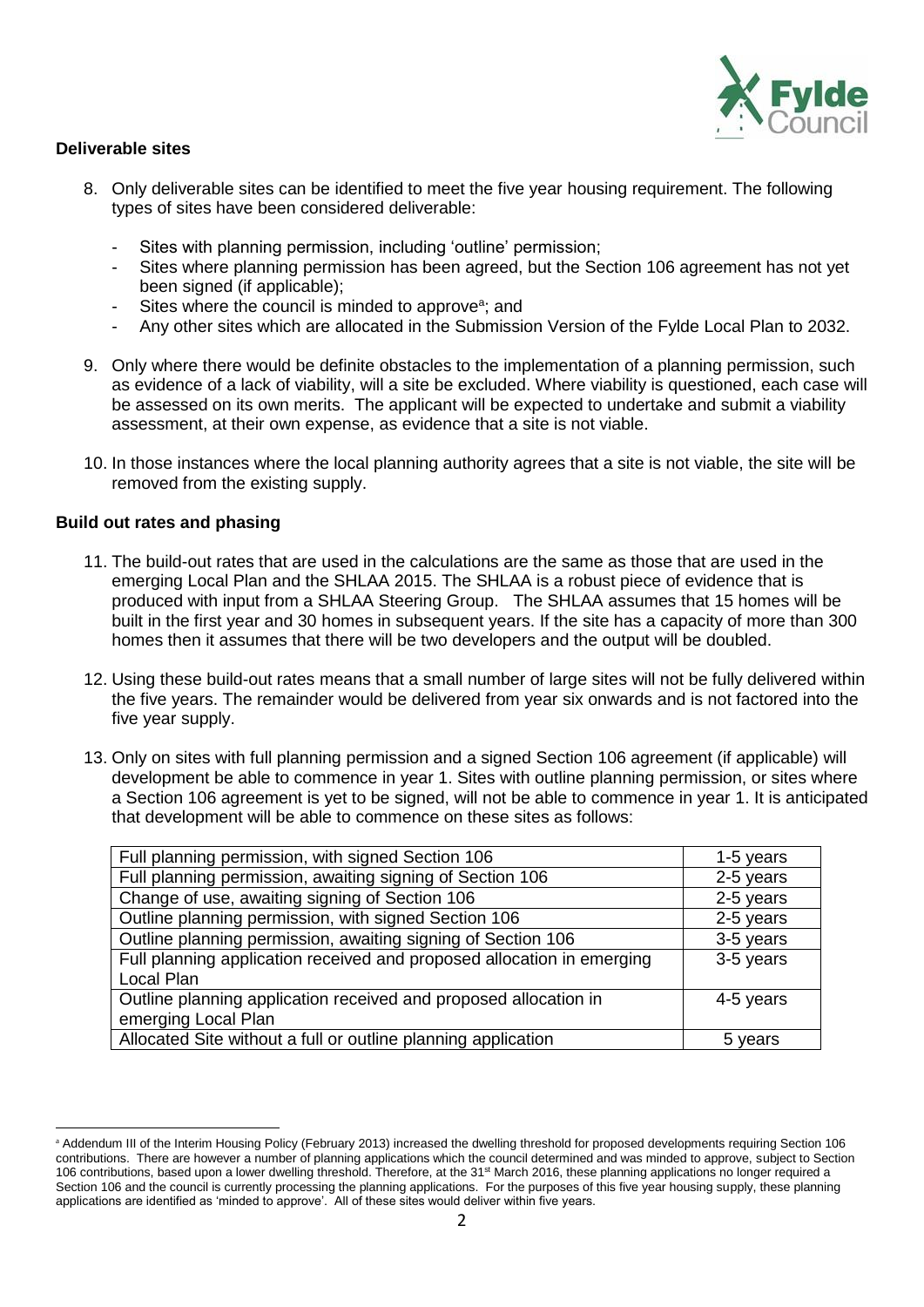### Deliverable sites

8. Only deliverable sites can be identified to meet the five year housing requirement. The following types of sites have been considered deliverable:

   - Sites with planning permission, including 'outline' permission;
   - Sites where planning permission has been agreed, but the Section 106 agreement has not yet been signed (if applicable);
   - Sites where the council is minded to approve[a]; and
   - Any other sites which are allocated in the Submission Version of the Fylde Local Plan to 2032.

9. Only where there would be definite obstacles to the implementation of a planning permission, such as evidence of a lack of viability, will a site be excluded. Where viability is questioned, each case will be assessed on its own merits. The applicant will be expected to undertake and submit a viability assessment, at their own expense, as evidence that a site is not viable.

10. In those instances where the local planning authority agrees that a site is not viable, the site will be removed from the existing supply.

### Build out rates and phasing

11. The build-out rates that are used in the calculations are the same as those that are used in the emerging Local Plan and the SHLAA 2015. The SHLAA is a robust piece of evidence that is produced with input from a SHLAA Steering Group. The SHLAA assumes that 15 homes will be built in the first year and 30 homes in subsequent years. If the site has a capacity of more than 300 homes then it assumes that there will be two developers and the output will be doubled.

12. Using these build-out rates means that a small number of large sites will not be fully delivered within the five years. The remainder would be delivered from year six onwards and is not factored into the five year supply.

13. Only on sites with full planning permission and a signed Section 106 agreement (if applicable) will development be able to commence in year 1. Sites with outline planning permission, or sites where a Section 106 agreement is yet to be signed, will not be able to commence in year 1. It is anticipated that development will be able to commence on these sites as follows:

| | |
|---|---|
| Full planning permission, with signed Section 106 | 1-5 years |
| Full planning permission, awaiting signing of Section 106 | 2-5 years |
| Change of use, awaiting signing of Section 106 | 2-5 years |
| Outline planning permission, with signed Section 106 | 2-5 years |
| Outline planning permission, awaiting signing of Section 106 | 3-5 years |
| Full planning application received and proposed allocation in emerging Local Plan | 3-5 years |
| Outline planning application received and proposed allocation in emerging Local Plan | 4-5 years |
| Allocated Site without a full or outline planning application | 5 years |

[a] Addendum III of the Interim Housing Policy (February 2013) increased the dwelling threshold for proposed developments requiring Section 106 contributions. There are however a number of planning applications which the council determined and was minded to approve, subject to Section 106 contributions, based upon a lower dwelling threshold. Therefore, at the 31st March 2016, these planning applications no longer required a Section 106 and the council is currently processing the planning applications. For the purposes of this five year housing supply, these planning applications are identified as 'minded to approve'. All of these sites would deliver within five years.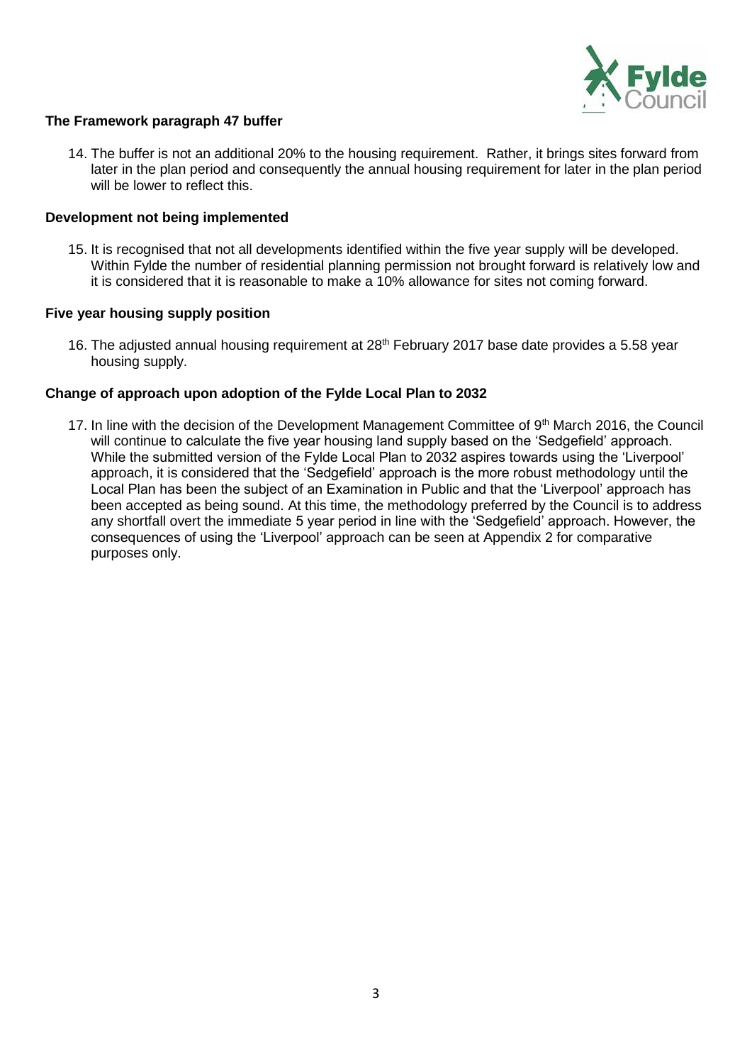### The Framework paragraph 47 buffer

14. The buffer is not an additional 20% to the housing requirement. Rather, it brings sites forward from later in the plan period and consequently the annual housing requirement for later in the plan period will be lower to reflect this.

### Development not being implemented

15. It is recognised that not all developments identified within the five year supply will be developed. Within Fylde the number of residential planning permission not brought forward is relatively low and it is considered that it is reasonable to make a 10% allowance for sites not coming forward.

### Five year housing supply position

16. The adjusted annual housing requirement at 28th February 2017 base date provides a 5.58 year housing supply.

### Change of approach upon adoption of the Fylde Local Plan to 2032

17. In line with the decision of the Development Management Committee of 9th March 2016, the Council will continue to calculate the five year housing land supply based on the 'Sedgefield' approach. While the submitted version of the Fylde Local Plan to 2032 aspires towards using the 'Liverpool' approach, it is considered that the 'Sedgefield' approach is the more robust methodology until the Local Plan has been the subject of an Examination in Public and that the 'Liverpool' approach has been accepted as being sound. At this time, the methodology preferred by the Council is to address any shortfall overt the immediate 5 year period in line with the 'Sedgefield' approach. However, the consequences of using the 'Liverpool' approach can be seen at Appendix 2 for comparative purposes only.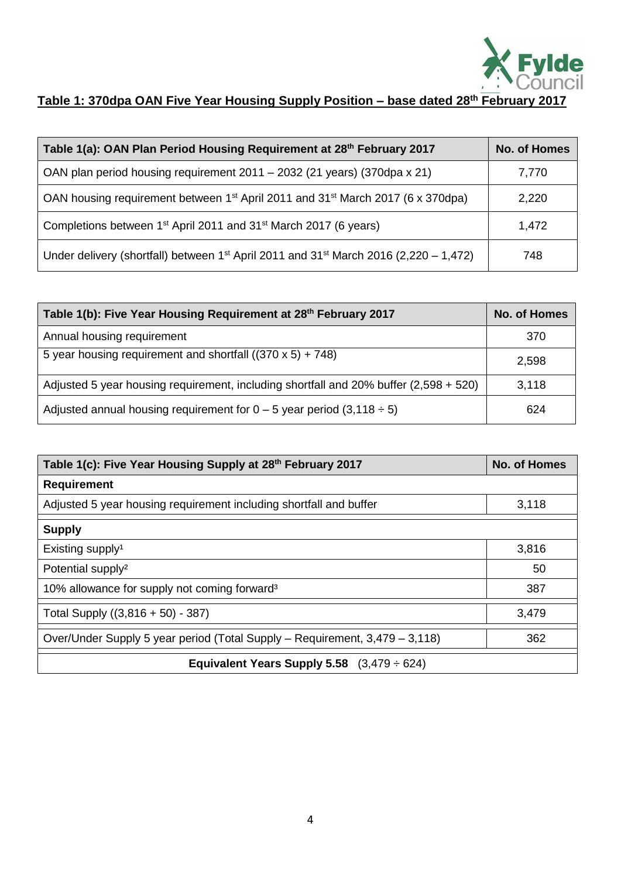## Table 1: 370dpa OAN Five Year Housing Supply Position – base dated 28th February 2017

| Table 1(a): OAN Plan Period Housing Requirement at 28th February 2017 | No. of Homes |
|---|---|
| OAN plan period housing requirement 2011 – 2032 (21 years) (370dpa x 21) | 7,770 |
| OAN housing requirement between 1st April 2011 and 31st March 2017 (6 x 370dpa) | 2,220 |
| Completions between 1st April 2011 and 31st March 2017 (6 years) | 1,472 |
| Under delivery (shortfall) between 1st April 2011 and 31st March 2016 (2,220 – 1,472) | 748 |

| Table 1(b): Five Year Housing Requirement at 28th February 2017 | No. of Homes |
|---|---|
| Annual housing requirement | 370 |
| 5 year housing requirement and shortfall ((370 x 5) + 748) | 2,598 |
| Adjusted 5 year housing requirement, including shortfall and 20% buffer (2,598 + 520) | 3,118 |
| Adjusted annual housing requirement for 0 – 5 year period (3,118 ÷ 5) | 624 |

| Table 1(c): Five Year Housing Supply at 28th February 2017 | No. of Homes |
|---|---|
| **Requirement** | |
| Adjusted 5 year housing requirement including shortfall and buffer | 3,118 |
| **Supply** | |
| Existing supply[1] | 3,816 |
| Potential supply[2] | 50 |
| 10% allowance for supply not coming forward[3] | 387 |
| Total Supply ((3,816 + 50) - 387) | 3,479 |
| Over/Under Supply 5 year period (Total Supply – Requirement, 3,479 – 3,118) | 362 |
| **Equivalent Years Supply 5.58** (3,479 ÷ 624) | |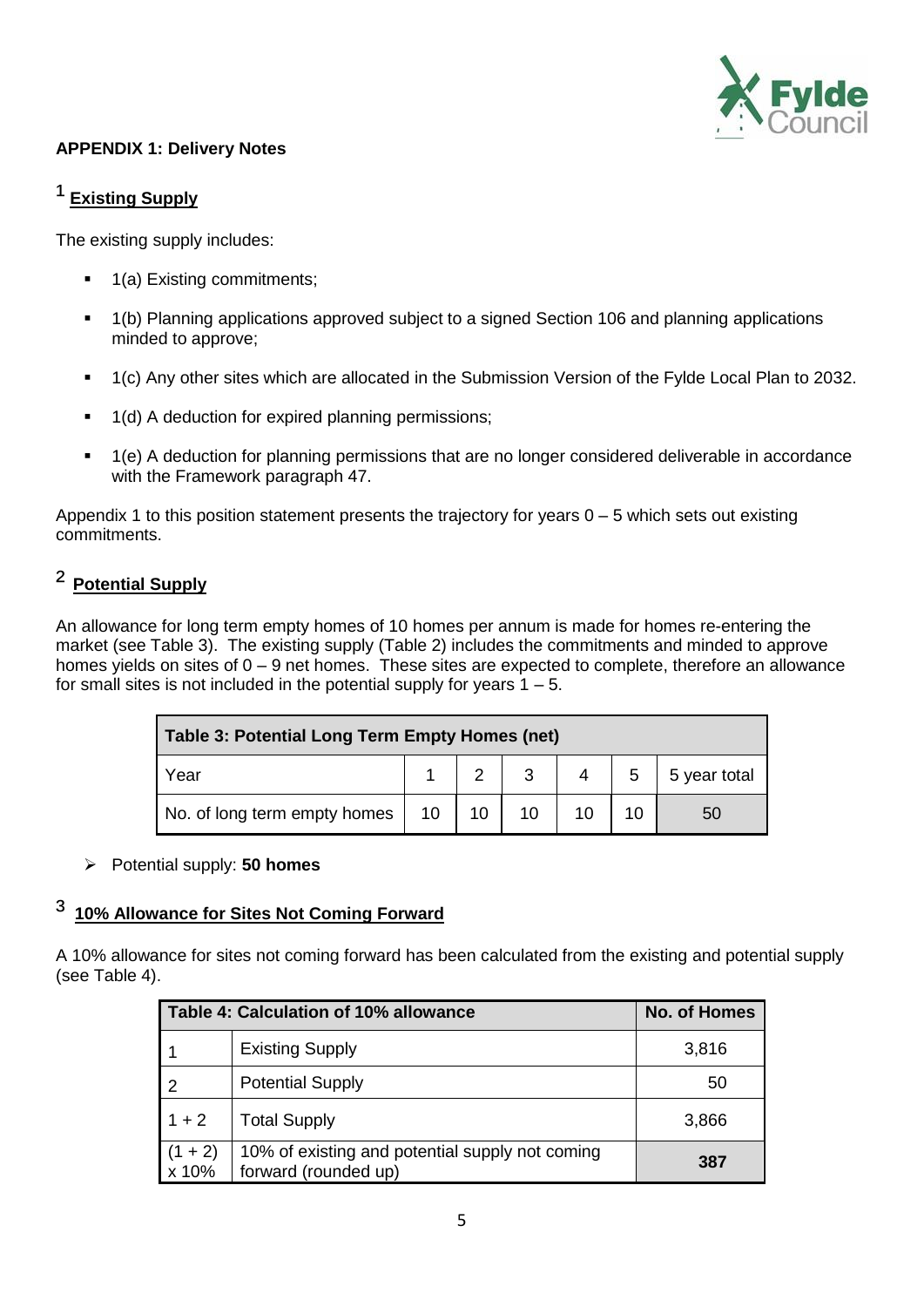**APPENDIX 1: Delivery Notes**

## 1 Existing Supply

The existing supply includes:

- 1(a) Existing commitments;
- 1(b) Planning applications approved subject to a signed Section 106 and planning applications minded to approve;
- 1(c) Any other sites which are allocated in the Submission Version of the Fylde Local Plan to 2032.
- 1(d) A deduction for expired planning permissions;
- 1(e) A deduction for planning permissions that are no longer considered deliverable in accordance with the Framework paragraph 47.

Appendix 1 to this position statement presents the trajectory for years 0 – 5 which sets out existing commitments.

## 2 Potential Supply

An allowance for long term empty homes of 10 homes per annum is made for homes re-entering the market (see Table 3). The existing supply (Table 2) includes the commitments and minded to approve homes yields on sites of 0 – 9 net homes. These sites are expected to complete, therefore an allowance for small sites is not included in the potential supply for years 1 – 5.

| Table 3: Potential Long Term Empty Homes (net) | | | | | | |
|---|---|---|---|---|---|---|
| Year | 1 | 2 | 3 | 4 | 5 | 5 year total |
| No. of long term empty homes | 10 | 10 | 10 | 10 | 10 | 50 |

- Potential supply: **50 homes**

## 3 10% Allowance for Sites Not Coming Forward

A 10% allowance for sites not coming forward has been calculated from the existing and potential supply (see Table 4).

| Table 4: Calculation of 10% allowance | | No. of Homes |
|---|---|---|
| 1 | Existing Supply | 3,816 |
| 2 | Potential Supply | 50 |
| 1 + 2 | Total Supply | 3,866 |
| (1 + 2) x 10% | 10% of existing and potential supply not coming forward (rounded up) | **387** |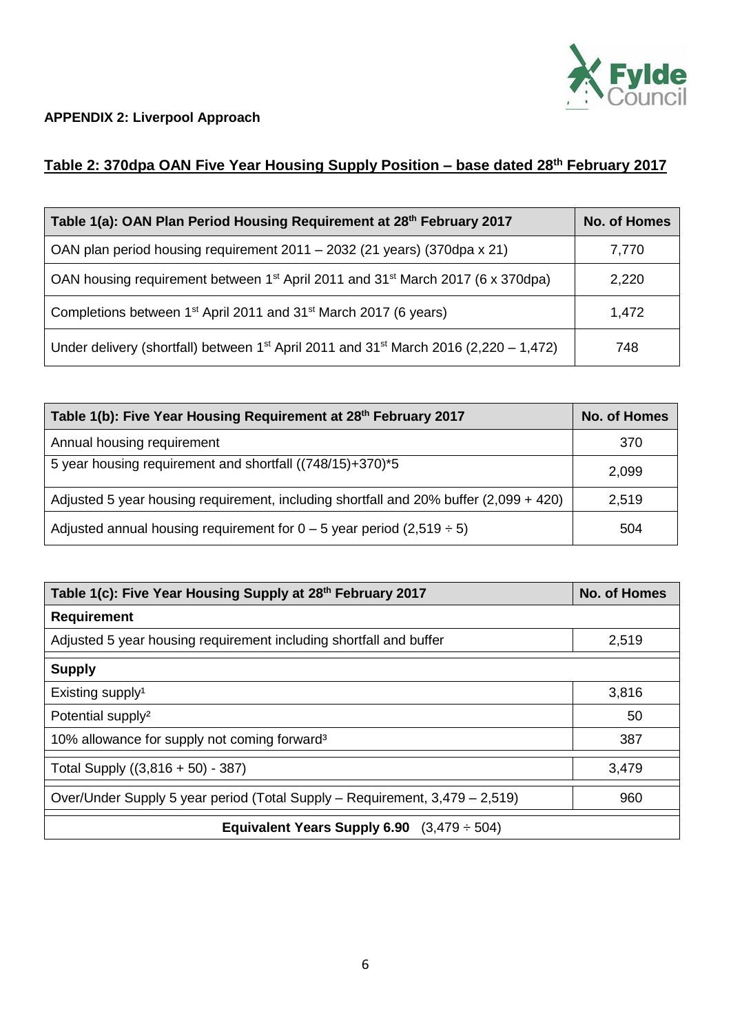**APPENDIX 2: Liverpool Approach**

## Table 2: 370dpa OAN Five Year Housing Supply Position – base dated 28th February 2017

| Table 1(a): OAN Plan Period Housing Requirement at 28th February 2017 | No. of Homes |
|---|---|
| OAN plan period housing requirement 2011 – 2032 (21 years) (370dpa x 21) | 7,770 |
| OAN housing requirement between 1st April 2011 and 31st March 2017 (6 x 370dpa) | 2,220 |
| Completions between 1st April 2011 and 31st March 2017 (6 years) | 1,472 |
| Under delivery (shortfall) between 1st April 2011 and 31st March 2016 (2,220 – 1,472) | 748 |

| Table 1(b): Five Year Housing Requirement at 28th February 2017 | No. of Homes |
|---|---|
| Annual housing requirement | 370 |
| 5 year housing requirement and shortfall ((748/15)+370)*5 | 2,099 |
| Adjusted 5 year housing requirement, including shortfall and 20% buffer (2,099 + 420) | 2,519 |
| Adjusted annual housing requirement for 0 – 5 year period (2,519 ÷ 5) | 504 |

| Table 1(c): Five Year Housing Supply at 28th February 2017 | No. of Homes |
|---|---|
| **Requirement** | |
| Adjusted 5 year housing requirement including shortfall and buffer | 2,519 |
| **Supply** | |
| Existing supply[1] | 3,816 |
| Potential supply[2] | 50 |
| 10% allowance for supply not coming forward[3] | 387 |
| Total Supply ((3,816 + 50) - 387) | 3,479 |
| Over/Under Supply 5 year period (Total Supply – Requirement, 3,479 – 2,519) | 960 |
| **Equivalent Years Supply 6.90** (3,479 ÷ 504) | |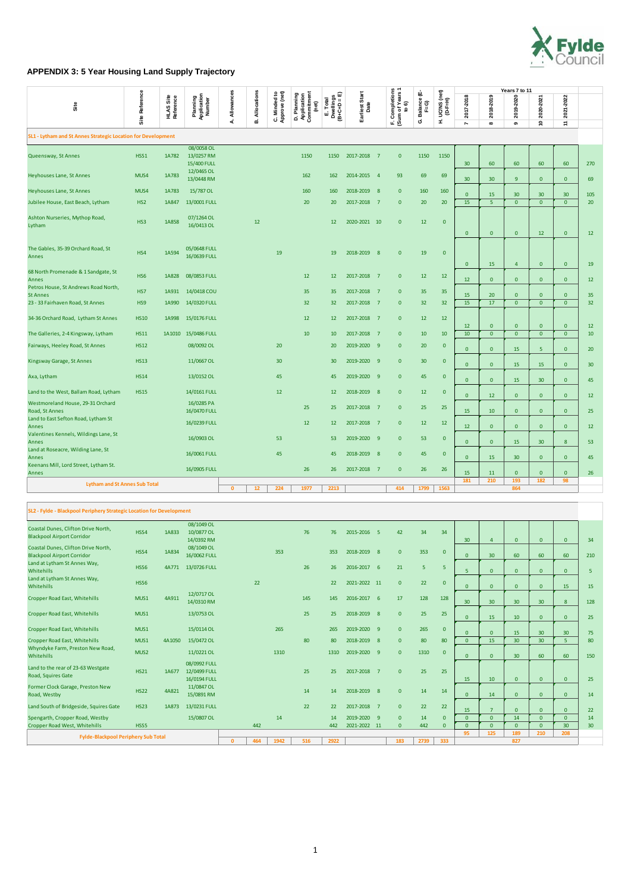## APPENDIX 3: 5 Year Housing Land Supply Trajectory

| Site | Site Reference | HLAS Site Reference | Planning Application Number | A. Allowances | B. Allocations | C. Minded to Approve (net) | D. Planning Application Commitment (net) | E. Total Dwellings (B+C+D = E) | Earliest Start Date | | F. Completions (Sum of Years 1 to 6) | G. Balance (E-F=G) | H. UC/NS (net) (D-F=H) | 7 2017-2018 | 8 2018-2019 | 9 2019-2020 | 10 2020-2021 | 11 2021-2022 | Years 7 to 11 |
|---|---|---|---|---|---|---|---|---|---|---|---|---|---|---|---|---|---|---|---|
| **SL1 - Lytham and St Annes Strategic Location for Development** | | | | | | | | | | | | | | | | | | | |
| Queensway, St Annes | HSS1 | 1A782 | 08/0058 OL 13/0257 RM 15/400 FULL | | | | 1150 | 1150 | 2017-2018 | 7 | 0 | 1150 | 1150 | 30 | 60 | 60 | 60 | 60 | 270 |
| Heyhouses Lane, St Annes | MUS4 | 1A783 | 12/0465 OL 13/0448 RM | | | | 162 | 162 | 2014-2015 | 4 | 93 | 69 | 69 | 30 | 30 | 9 | 0 | 0 | 69 |
| Heyhouses Lane, St Annes | MUS4 | 1A783 | 15/787 OL | | | | 160 | 160 | 2018-2019 | 8 | 0 | 160 | 160 | 0 | 15 | 30 | 30 | 30 | 105 |
| Jubilee House, East Beach, Lytham | HS2 | 1A847 | 13/0001 FULL | | | | 20 | 20 | 2017-2018 | 7 | 0 | 20 | 20 | 15 | 5 | 0 | 0 | 0 | 20 |
| Ashton Nurseries, Mythop Road, Lytham | HS3 | 1A858 | 07/1264 OL 16/0413 OL | | 12 | | | 12 | 2020-2021 | 10 | 0 | 12 | 0 | 0 | 0 | 0 | 12 | 0 | 12 |
| The Gables, 35-39 Orchard Road, St Annes | HS4 | 1A594 | 05/0648 FULL 16/0639 FULL | | | 19 | | 19 | 2018-2019 | 8 | 0 | 19 | 0 | 0 | 15 | 4 | 0 | 0 | 19 |
| 68 North Promenade & 1 Sandgate, St Annes | HS6 | 1A828 | 08/0853 FULL | | | | 12 | 12 | 2017-2018 | 7 | 0 | 12 | 12 | 12 | 0 | 0 | 0 | 0 | 12 |
| Petros House, St Andrews Road North, St Annes | HS7 | 1A931 | 14/0418 COU | | | | 35 | 35 | 2017-2018 | 7 | 0 | 35 | 35 | 15 | 20 | 0 | 0 | 0 | 35 |
| 23 - 33 Fairhaven Road, St Annes | HS9 | 1A990 | 14/0320 FULL | | | | 32 | 32 | 2017-2018 | 7 | 0 | 32 | 32 | 15 | 17 | 0 | 0 | 0 | 32 |
| 34-36 Orchard Road, Lytham St Annes | HS10 | 1A998 | 15/0176 FULL | | | | 12 | 12 | 2017-2018 | 7 | 0 | 12 | 12 | 12 | 0 | 0 | 0 | 0 | 12 |
| The Galleries, 2-4 Kingsway, Lytham | HS11 | 1A1010 | 15/0486 FULL | | | | 10 | 10 | 2017-2018 | 7 | 0 | 10 | 10 | 10 | 0 | 0 | 0 | 0 | 10 |
| Fairways, Heeley Road, St Annes | HS12 | | 08/0092 OL | | | 20 | | 20 | 2019-2020 | 9 | 0 | 20 | 0 | 0 | 0 | 15 | 5 | 0 | 20 |
| Kingsway Garage, St Annes | HS13 | | 11/0667 OL | | | 30 | | 30 | 2019-2020 | 9 | 0 | 30 | 0 | 0 | 0 | 15 | 15 | 0 | 30 |
| Axa, Lytham | HS14 | | 13/0152 OL | | | 45 | | 45 | 2019-2020 | 9 | 0 | 45 | 0 | 0 | 0 | 15 | 30 | 0 | 45 |
| Land to the West, Ballam Road, Lytham | HS15 | | 14/0161 FULL | | | 12 | | 12 | 2018-2019 | 8 | 0 | 12 | 0 | 0 | 12 | 0 | 0 | 0 | 12 |
| Westmoreland House, 29-31 Orchard Road, St Annes | | | 16/0285 PA 16/0470 FULL | | | | 25 | 25 | 2017-2018 | 7 | 0 | 25 | 25 | 15 | 10 | 0 | 0 | 0 | 25 |
| Land to East Sefton Road, Lytham St Annes | | | 16/0239 FULL | | | | 12 | 12 | 2017-2018 | 7 | 0 | 12 | 12 | 12 | 0 | 0 | 0 | 0 | 12 |
| Valentines Kennels, Wildings Lane, St Annes | | | 16/0903 OL | | | 53 | | 53 | 2019-2020 | 9 | 0 | 53 | 0 | 0 | 0 | 15 | 30 | 8 | 53 |
| Land at Roseacre, Wilding Lane, St Annes | | | 16/0061 FULL | | | 45 | | 45 | 2018-2019 | 8 | 0 | 45 | 0 | 0 | 15 | 30 | 0 | 0 | 45 |
| Keenans Mill, Lord Street, Lytham St. Annes | | | 16/0905 FULL | | | | 26 | 26 | 2017-2018 | 7 | 0 | 26 | 26 | 15 | 11 | 0 | 0 | 0 | 26 |
| **Lytham and St Annes Sub Total** | | | | 0 | 12 | 224 | 1977 | 2213 | | | 414 | 1799 | 1563 | 181 | 210 | 193 | 182 | 98 | 864 |
| **SL2 - Fylde - Blackpool Periphery Strategic Location for Development** | | | | | | | | | | | | | | | | | | | |
| Coastal Dunes, Clifton Drive North, Blackpool Airport Corridor | HSS4 | 1A833 | 08/1049 OL 10/0877 OL 14/0392 RM | | | | 76 | 76 | 2015-2016 | 5 | 42 | 34 | 34 | 30 | 4 | 0 | 0 | 0 | 34 |
| Coastal Dunes, Clifton Drive North, Blackpool Airport Corridor | HSS4 | 1A834 | 08/1049 OL 16/0062 FULL | | | 353 | | 353 | 2018-2019 | 8 | 0 | 353 | 0 | 0 | 30 | 60 | 60 | 60 | 210 |
| Land at Lytham St Annes Way, Whitehills | HSS6 | 4A771 | 13/0726 FULL | | | | 26 | 26 | 2016-2017 | 6 | 21 | 5 | 5 | 5 | 0 | 0 | 0 | 0 | 5 |
| Land at Lytham St Annes Way, Whitehills | HSS6 | | | | 22 | | | 22 | 2021-2022 | 11 | 0 | 22 | 0 | 0 | 0 | 0 | 0 | 15 | 15 |
| Cropper Road East, Whitehills | MUS1 | 4A911 | 12/0717 OL 14/0310 RM | | | | 145 | 145 | 2016-2017 | 6 | 17 | 128 | 128 | 30 | 30 | 30 | 30 | 8 | 128 |
| Cropper Road East, Whitehills | MUS1 | | 13/0753 OL | | | | 25 | 25 | 2018-2019 | 8 | 0 | 25 | 25 | 0 | 15 | 10 | 0 | 0 | 25 |
| Cropper Road East, Whitehills | MUS1 | | 15/0114 OL | | | 265 | | 265 | 2019-2020 | 9 | 0 | 265 | 0 | 0 | 0 | 15 | 30 | 30 | 75 |
| Cropper Road East, Whitehills | MUS1 | 4A1050 | 15/0472 OL | | | | 80 | 80 | 2018-2019 | 8 | 0 | 80 | 80 | 0 | 15 | 30 | 30 | 5 | 80 |
| Whyndyke Farm, Preston New Road, Whitehills | MUS2 | | 11/0221 OL | | | 1310 | | 1310 | 2019-2020 | 9 | 0 | 1310 | 0 | 0 | 0 | 30 | 60 | 60 | 150 |
| Land to the rear of 23-63 Westgate Road, Squires Gate | HS21 | 1A677 | 08/0992 FULL 12/0499 FULL 16/0194 FULL | | | | 25 | 25 | 2017-2018 | 7 | 0 | 25 | 25 | 15 | 10 | 0 | 0 | 0 | 25 |
| Former Clock Garage, Preston New Road, Westby | HS22 | 4A821 | 11/0847 OL 15/0891 RM | | | | 14 | 14 | 2018-2019 | 8 | 0 | 14 | 14 | 0 | 14 | 0 | 0 | 0 | 14 |
| Land South of Bridgeside, Squires Gate | HS23 | 1A873 | 13/0231 FULL | | | | 22 | 22 | 2017-2018 | 7 | 0 | 22 | 22 | 15 | 7 | 0 | 0 | 0 | 22 |
| Spengarth, Cropper Road, Westby | | | 15/0807 OL | | | 14 | | 14 | 2019-2020 | 9 | 0 | 14 | 0 | 0 | 0 | 14 | 0 | 0 | 14 |
| Cropper Road West, Whitehills | HSS5 | | | | 442 | | | 442 | 2021-2022 | 11 | 0 | 442 | 0 | 0 | 0 | 0 | 0 | 30 | 30 |
| **Fylde-Blackpool Periphery Sub Total** | | | | 0 | 464 | 1942 | 516 | 2922 | | | 183 | 2739 | 333 | 95 | 125 | 189 | 210 | 208 | 827 |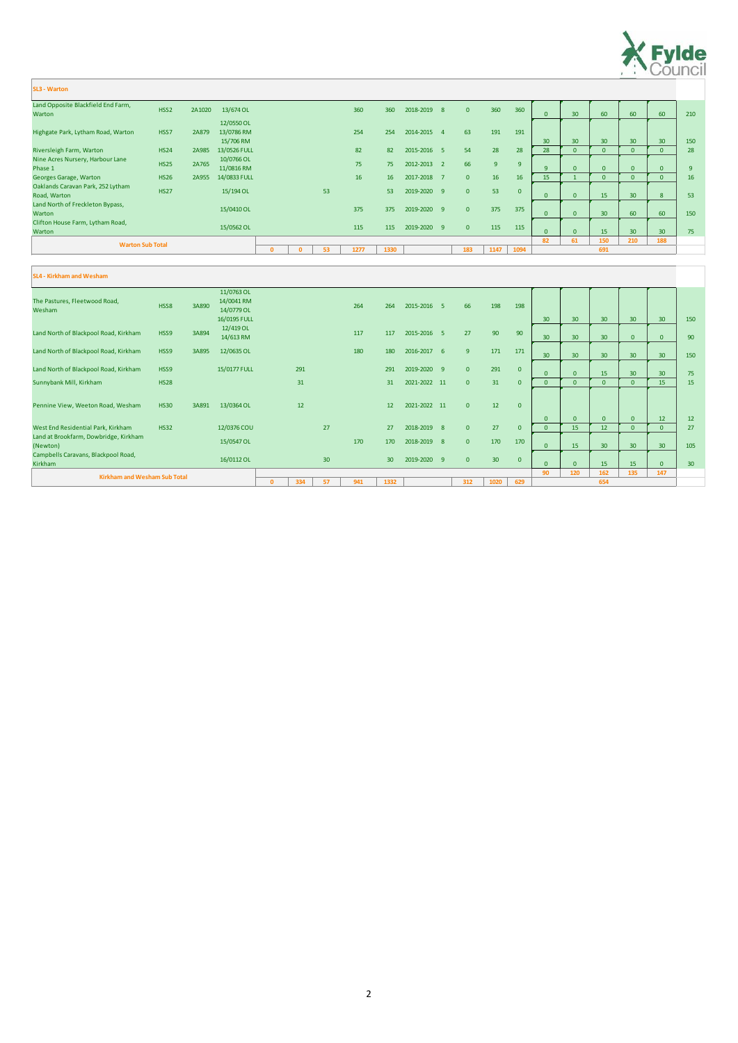**SL3 - Warton**

| | | | | | | | | | | | | | | | | | | | |
|---|---|---|---|---|---|---|---|---|---|---|---|---|---|---|---|---|---|---|---|
| Land Opposite Blackfield End Farm, Warton | HSS2 | 2A1020 | 13/674 OL | | | | 360 | 360 | 2018-2019 | 8 | 0 | 360 | 360 | 0 | 30 | 60 | 60 | 60 | 210 |
| Highgate Park, Lytham Road, Warton | HSS7 | 2A879 | 12/0550 OL 13/0786 RM 15/706 RM | | | | 254 | 254 | 2014-2015 | 4 | 63 | 191 | 191 | 30 | 30 | 30 | 30 | 30 | 150 |
| Riversleigh Farm, Warton | HS24 | 2A985 | 13/0526 FULL | | | | 82 | 82 | 2015-2016 | 5 | 54 | 28 | 28 | 28 | 0 | 0 | 0 | 0 | 28 |
| Nine Acres Nursery, Harbour Lane Phase 1 | HS25 | 2A765 | 10/0766 OL 11/0816 RM | | | | 75 | 75 | 2012-2013 | 2 | 66 | 9 | 9 | 9 | 0 | 0 | 0 | 0 | 9 |
| Georges Garage, Warton | HS26 | 2A955 | 14/0833 FULL | | | | 16 | 16 | 2017-2018 | 7 | 0 | 16 | 16 | 15 | 1 | 0 | 0 | 0 | 16 |
| Oaklands Caravan Park, 252 Lytham Road, Warton | HS27 | | 15/194 OL | | | 53 | | 53 | 2019-2020 | 9 | 0 | 53 | 0 | 0 | 0 | 15 | 30 | 8 | 53 |
| Land North of Freckleton Bypass, Warton | | | 15/0410 OL | | | | 375 | 375 | 2019-2020 | 9 | 0 | 375 | 375 | 0 | 0 | 30 | 60 | 60 | 150 |
| Clifton House Farm, Lytham Road, Warton | | | 15/0562 OL | | | | 115 | 115 | 2019-2020 | 9 | 0 | 115 | 115 | 0 | 0 | 15 | 30 | 30 | 75 |
| **Warton Sub Total** | | | | 0 | 0 | 53 | 1277 | 1330 | | | 183 | 1147 | 1094 | 82 | 61 | 150 | 210 | 188 | |
| | | | | | | | | | | | | | | | | 691 | | | |

**SL4 - Kirkham and Wesham**

| | | | | | | | | | | | | | | | | | | | |
|---|---|---|---|---|---|---|---|---|---|---|---|---|---|---|---|---|---|---|---|
| The Pastures, Fleetwood Road, Wesham | HSS8 | 3A890 | 11/0763 OL 14/0041 RM 14/0779 OL 16/0195 FULL | | | | 264 | 264 | 2015-2016 | 5 | 66 | 198 | 198 | 30 | 30 | 30 | 30 | 30 | 150 |
| Land North of Blackpool Road, Kirkham | HSS9 | 3A894 | 12/419 OL 14/613 RM | | | | 117 | 117 | 2015-2016 | 5 | 27 | 90 | 90 | 30 | 30 | 30 | 0 | 0 | 90 |
| Land North of Blackpool Road, Kirkham | HSS9 | 3A895 | 12/0635 OL | | | | 180 | 180 | 2016-2017 | 6 | 9 | 171 | 171 | 30 | 30 | 30 | 30 | 30 | 150 |
| Land North of Blackpool Road, Kirkham | HSS9 | | 15/0177 FULL | | 291 | | | 291 | 2019-2020 | 9 | 0 | 291 | 0 | 0 | 0 | 15 | 30 | 30 | 75 |
| Sunnybank Mill, Kirkham | HS28 | | | | 31 | | | 31 | 2021-2022 | 11 | 0 | 31 | 0 | 0 | 0 | 0 | 0 | 15 | 15 |
| Pennine View, Weeton Road, Wesham | HS30 | 3A891 | 13/0364 OL | | 12 | | | 12 | 2021-2022 | 11 | 0 | 12 | 0 | 0 | 0 | 0 | 0 | 12 | 12 |
| West End Residential Park, Kirkham | HS32 | | 12/0376 COU | | | 27 | | 27 | 2018-2019 | 8 | 0 | 27 | 0 | 0 | 15 | 12 | 0 | 0 | 27 |
| Land at Brookfarm, Dowbridge, Kirkham (Newton) | | | 15/0547 OL | | | | 170 | 170 | 2018-2019 | 8 | 0 | 170 | 170 | 0 | 15 | 30 | 30 | 30 | 105 |
| Campbells Caravans, Blackpool Road, Kirkham | | | 16/0112 OL | | | 30 | | 30 | 2019-2020 | 9 | 0 | 30 | 0 | 0 | 0 | 15 | 15 | 0 | 30 |
| **Kirkham and Wesham Sub Total** | | | | 0 | 334 | 57 | 941 | 1332 | | | 312 | 1020 | 629 | 90 | 120 | 162 | 135 | 147 | |
| | | | | | | | | | | | | | | | | 654 | | | |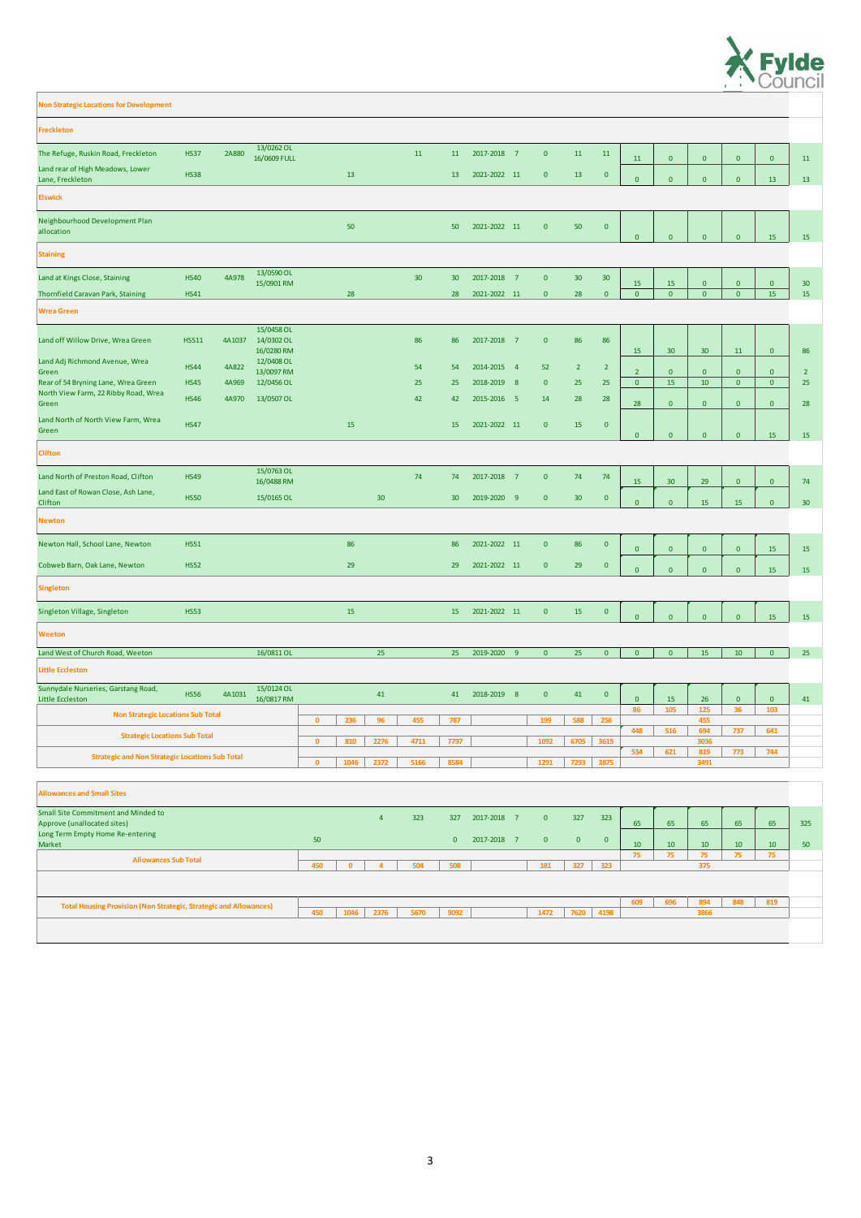| Non Strategic Locations for Development | | | | | | | | | | | | | | | | | | | |
|---|---|---|---|---|---|---|---|---|---|---|---|---|---|---|---|---|---|---|---|
| **Freckleton** | | | | | | | | | | | | | | | | | | | |
| The Refuge, Ruskin Road, Freckleton | HS37 | 2A880 | 13/0262 OL 16/0609 FULL | | | | 11 | 11 | 2017-2018 | 7 | 0 | 11 | 11 | 11 | 0 | 0 | 0 | 0 | 11 |
| Land rear of High Meadows, Lower Lane, Freckleton | HS38 | | | | 13 | | | 13 | 2021-2022 | 11 | 0 | 13 | 0 | 0 | 0 | 0 | 0 | 13 | 13 |
| **Elswick** | | | | | | | | | | | | | | | | | | | |
| Neighbourhood Development Plan allocation | | | | | 50 | | | 50 | 2021-2022 | 11 | 0 | 50 | 0 | 0 | 0 | 0 | 0 | 15 | 15 |
| **Staining** | | | | | | | | | | | | | | | | | | | |
| Land at Kings Close, Staining | HS40 | 4A978 | 13/0590 OL 15/0901 RM | | | | 30 | 30 | 2017-2018 | 7 | 0 | 30 | 30 | 15 | 15 | 0 | 0 | 0 | 30 |
| Thornfield Caravan Park, Staining | HS41 | | | | 28 | | | 28 | 2021-2022 | 11 | 0 | 28 | 0 | 0 | 0 | 0 | 0 | 15 | 15 |
| **Wrea Green** | | | | | | | | | | | | | | | | | | | |
| Land off Willow Drive, Wrea Green | HSS11 | 4A1037 | 15/0458 OL 14/0302 OL 16/0280 RM | | | | 86 | 86 | 2017-2018 | 7 | 0 | 86 | 86 | 15 | 30 | 30 | 11 | 0 | 86 |
| Land Adj Richmond Avenue, Wrea Green | HS44 | 4A822 | 12/0408 OL 13/0097 RM | | | | 54 | 54 | 2014-2015 | 4 | 52 | 2 | 2 | 2 | 0 | 0 | 0 | 0 | 2 |
| Rear of 54 Bryning Lane, Wrea Green | HS45 | 4A969 | 12/0456 OL | | | | 25 | 25 | 2018-2019 | 8 | 0 | 25 | 25 | 0 | 15 | 10 | 0 | 0 | 25 |
| North View Farm, 22 Ribby Road, Wrea Green | HS46 | 4A970 | 13/0507 OL | | | | 42 | 42 | 2015-2016 | 5 | 14 | 28 | 28 | 28 | 0 | 0 | 0 | 0 | 28 |
| Land North of North View Farm, Wrea Green | HS47 | | | | 15 | | | 15 | 2021-2022 | 11 | 0 | 15 | 0 | 0 | 0 | 0 | 0 | 15 | 15 |
| **Clifton** | | | | | | | | | | | | | | | | | | | |
| Land North of Preston Road, Clifton | HS49 | | 15/0763 OL 16/0488 RM | | | | 74 | 74 | 2017-2018 | 7 | 0 | 74 | 74 | 15 | 30 | 29 | 0 | 0 | 74 |
| Land East of Rowan Close, Ash Lane, Clifton | HS50 | | 15/0165 OL | | | 30 | | 30 | 2019-2020 | 9 | 0 | 30 | 0 | 0 | 0 | 15 | 15 | 0 | 30 |
| **Newton** | | | | | | | | | | | | | | | | | | | |
| Newton Hall, School Lane, Newton | HS51 | | | | 86 | | | 86 | 2021-2022 | 11 | 0 | 86 | 0 | 0 | 0 | 0 | 0 | 15 | 15 |
| Cobweb Barn, Oak Lane, Newton | HS52 | | | | 29 | | | 29 | 2021-2022 | 11 | 0 | 29 | 0 | 0 | 0 | 0 | 0 | 15 | 15 |
| **Singleton** | | | | | | | | | | | | | | | | | | | |
| Singleton Village, Singleton | HS53 | | | | 15 | | | 15 | 2021-2022 | 11 | 0 | 15 | 0 | 0 | 0 | 0 | 0 | 15 | 15 |
| **Weeton** | | | | | | | | | | | | | | | | | | | |
| Land West of Church Road, Weeton | | | 16/0811 OL | | | 25 | | 25 | 2019-2020 | 9 | 0 | 25 | 0 | 0 | 0 | 15 | 10 | 0 | 25 |
| **Little Eccleston** | | | | | | | | | | | | | | | | | | | |
| Sunnydale Nurseries, Garstang Road, Little Eccleston | HS56 | 4A1031 | 15/0124 OL 16/0817 RM | | | 41 | | 41 | 2018-2019 | 8 | 0 | 41 | 0 | 0 | 15 | 26 | 0 | 0 | 41 |
| **Non Strategic Locations Sub Total** | | | | 0 | 236 | 96 | 455 | 787 | | | 199 | 588 | 256 | 86 | 105 | 125 | 36 | 103 | |
| | | | | | | | | | | | | | | | | 455 | | | |
| **Strategic Locations Sub Total** | | | | 0 | 810 | 2276 | 4711 | 7797 | | | 1092 | 6705 | 3619 | 448 | 516 | 694 | 737 | 641 | |
| | | | | | | | | | | | | | | | | 3036 | | | |
| **Strategic and Non Strategic Locations Sub Total** | | | | 0 | 1046 | 2372 | 5166 | 8584 | | | 1291 | 7293 | 3875 | 534 | 621 | 819 | 773 | 744 | |
| | | | | | | | | | | | | | | | | 3491 | | | |

| Allowances and Small Sites | | | | | | | | | | | | | | | | | | | |
|---|---|---|---|---|---|---|---|---|---|---|---|---|---|---|---|---|---|---|---|
| Small Site Commitment and Minded to Approve (unallocated sites) | | | | | | 4 | 323 | 327 | 2017-2018 | 7 | 0 | 327 | 323 | 65 | 65 | 65 | 65 | 65 | 325 |
| Long Term Empty Home Re-entering Market | | | | 50 | | | | 0 | 2017-2018 | 7 | 0 | 0 | 0 | 10 | 10 | 10 | 10 | 10 | 50 |
| **Allowances Sub Total** | | | | 450 | 0 | 4 | 504 | 508 | | | 181 | 327 | 323 | 75 | 75 | 75 | 75 | 75 | |
| | | | | | | | | | | | | | | | | 375 | | | |
| **Total Housing Provision (Non Strategic, Strategic and Allowances)** | | | | 450 | 1046 | 2376 | 5670 | 9092 | | | 1472 | 7620 | 4198 | 609 | 696 | 894 | 848 | 819 | |
| | | | | | | | | | | | | | | | | 3866 | | | |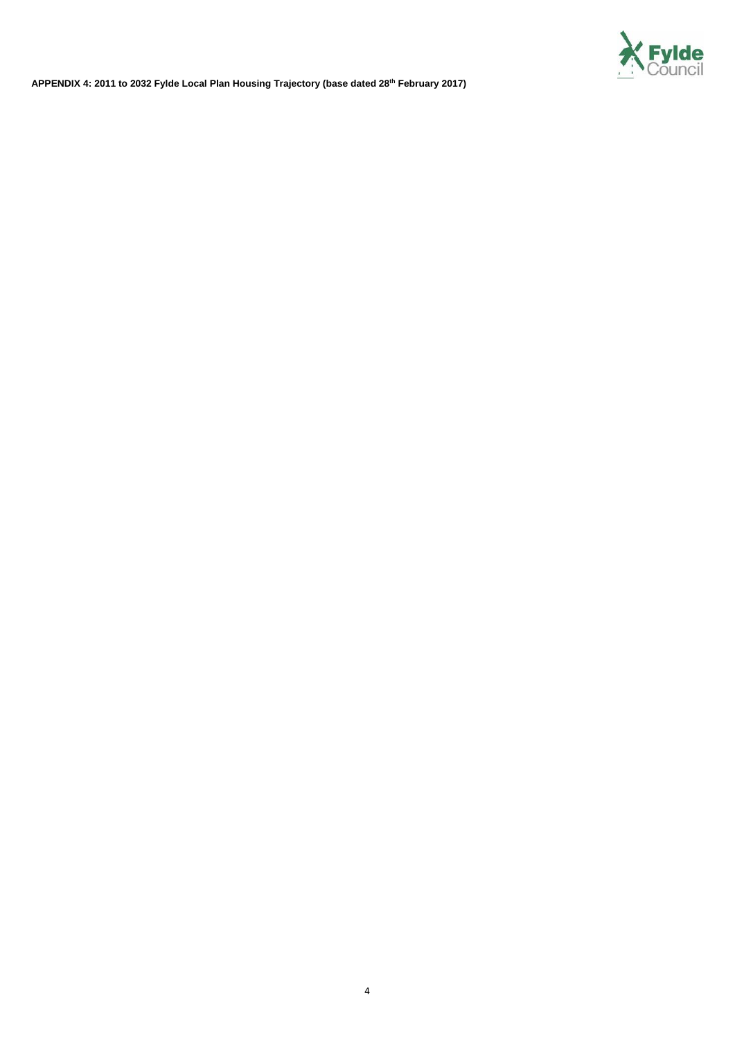**APPENDIX 4: 2011 to 2032 Fylde Local Plan Housing Trajectory (base dated 28th February 2017)**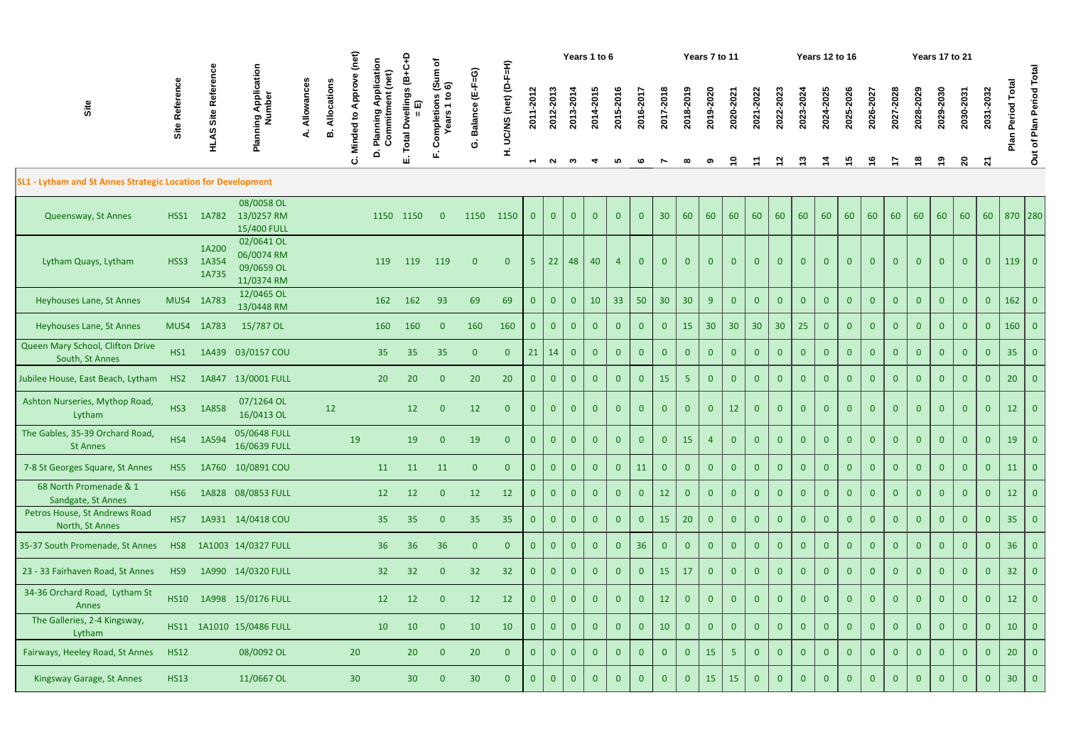| Site | Site Reference | HLAS Site Reference | Planning Application Number | A. Allowances | B. Allocations | C. Minded to Approve (net) | D. Planning Application Commitment (net) | E. Total Dwellings (B+C+D = E) | F. Completions (Sum of Years 1 to 6) | G. Balance (E-F=G) | H. UC/NS (net) (D-F=H) | Years 1 to 6 | | | | | | Years 7 to 11 | | | | | | Years 12 to 16 | | | | | Years 17 to 21 | | | | | Plan Period Total | Out of Plan Period Total |
|---|---|---|---|---|---|---|---|---|---|---|---|---|---|---|---|---|---|---|---|---|---|---|---|---|---|---|---|---|---|---|---|---|---|---|---|
| | | | | | | | | | | | | 2011-2012 1 | 2012-2013 2 | 2013-2014 3 | 2014-2015 4 | 2015-2016 5 | 2016-2017 6 | 2017-2018 7 | 2018-2019 8 | 2019-2020 9 | 2020-2021 10 | 2021-2022 11 | 2022-2023 12 | 2023-2024 13 | 2024-2025 14 | 2025-2026 15 | 2026-2027 16 | 2027-2028 17 | 2028-2029 18 | 2029-2030 19 | 2030-2031 20 | 2031-2032 21 | | |
| **SL1 - Lytham and St Annes Strategic Location for Development** | | | | | | | | | | | | | | | | | | | | | | | | | | | | | | | | | | | |
| Queensway, St Annes | HSS1 | 1A782 | 08/0058 OL 13/0257 RM 15/400 FULL | | | | 1150 | 1150 | 0 | 1150 | 1150 | 0 | 0 | 0 | 0 | 0 | 0 | 30 | 60 | 60 | 60 | 60 | 60 | 60 | 60 | 60 | 60 | 60 | 60 | 60 | 60 | 60 | 870 | 280 |
| Lytham Quays, Lytham | HSS3 | 1A200 1A354 1A735 | 02/0641 OL 06/0074 RM 09/0659 OL 11/0374 RM | | | | 119 | 119 | 119 | 0 | 0 | 5 | 22 | 48 | 40 | 4 | 0 | 0 | 0 | 0 | 0 | 0 | 0 | 0 | 0 | 0 | 0 | 0 | 0 | 0 | 0 | 0 | 119 | 0 |
| Heyhouses Lane, St Annes | MUS4 | 1A783 | 12/0465 OL 13/0448 RM | | | | 162 | 162 | 93 | 69 | 69 | 0 | 0 | 0 | 10 | 33 | 50 | 30 | 30 | 9 | 0 | 0 | 0 | 0 | 0 | 0 | 0 | 0 | 0 | 0 | 0 | 0 | 162 | 0 |
| Heyhouses Lane, St Annes | MUS4 | 1A783 | 15/787 OL | | | | 160 | 160 | 0 | 160 | 160 | 0 | 0 | 0 | 0 | 0 | 0 | 0 | 15 | 30 | 30 | 30 | 30 | 25 | 0 | 0 | 0 | 0 | 0 | 0 | 0 | 0 | 160 | 0 |
| Queen Mary School, Clifton Drive South, St Annes | HS1 | 1A439 | 03/0157 COU | | | | 35 | 35 | 35 | 0 | 0 | 21 | 14 | 0 | 0 | 0 | 0 | 0 | 0 | 0 | 0 | 0 | 0 | 0 | 0 | 0 | 0 | 0 | 0 | 0 | 0 | 0 | 35 | 0 |
| Jubilee House, East Beach, Lytham | HS2 | 1A847 | 13/0001 FULL | | | | 20 | 20 | 0 | 20 | 20 | 0 | 0 | 0 | 0 | 0 | 0 | 15 | 5 | 0 | 0 | 0 | 0 | 0 | 0 | 0 | 0 | 0 | 0 | 0 | 0 | 0 | 20 | 0 |
| Ashton Nurseries, Mythop Road, Lytham | HS3 | 1A858 | 07/1264 OL 16/0413 OL | | 12 | | | 12 | 0 | 12 | 0 | 0 | 0 | 0 | 0 | 0 | 0 | 0 | 0 | 0 | 12 | 0 | 0 | 0 | 0 | 0 | 0 | 0 | 0 | 0 | 0 | 0 | 12 | 0 |
| The Gables, 35-39 Orchard Road, St Annes | HS4 | 1A594 | 05/0648 FULL 16/0639 FULL | | | 19 | | 19 | 0 | 19 | 0 | 0 | 0 | 0 | 0 | 0 | 0 | 0 | 15 | 4 | 0 | 0 | 0 | 0 | 0 | 0 | 0 | 0 | 0 | 0 | 0 | 0 | 19 | 0 |
| 7-8 St Georges Square, St Annes | HS5 | 1A760 | 10/0891 COU | | | | 11 | 11 | 11 | 0 | 0 | 0 | 0 | 0 | 0 | 0 | 11 | 0 | 0 | 0 | 0 | 0 | 0 | 0 | 0 | 0 | 0 | 0 | 0 | 0 | 0 | 0 | 11 | 0 |
| 68 North Promenade & 1 Sandgate, St Annes | HS6 | 1A828 | 08/0853 FULL | | | | 12 | 12 | 0 | 12 | 12 | 0 | 0 | 0 | 0 | 0 | 0 | 12 | 0 | 0 | 0 | 0 | 0 | 0 | 0 | 0 | 0 | 0 | 0 | 0 | 0 | 0 | 12 | 0 |
| Petros House, St Andrews Road North, St Annes | HS7 | 1A931 | 14/0418 COU | | | | 35 | 35 | 0 | 35 | 35 | 0 | 0 | 0 | 0 | 0 | 0 | 15 | 20 | 0 | 0 | 0 | 0 | 0 | 0 | 0 | 0 | 0 | 0 | 0 | 0 | 0 | 35 | 0 |
| 35-37 South Promenade, St Annes | HS8 | 1A1003 | 14/0327 FULL | | | | 36 | 36 | 36 | 0 | 0 | 0 | 0 | 0 | 0 | 0 | 36 | 0 | 0 | 0 | 0 | 0 | 0 | 0 | 0 | 0 | 0 | 0 | 0 | 0 | 0 | 0 | 36 | 0 |
| 23 - 33 Fairhaven Road, St Annes | HS9 | 1A990 | 14/0320 FULL | | | | 32 | 32 | 0 | 32 | 32 | 0 | 0 | 0 | 0 | 0 | 0 | 15 | 17 | 0 | 0 | 0 | 0 | 0 | 0 | 0 | 0 | 0 | 0 | 0 | 0 | 0 | 32 | 0 |
| 34-36 Orchard Road, Lytham St Annes | HS10 | 1A998 | 15/0176 FULL | | | | 12 | 12 | 0 | 12 | 12 | 0 | 0 | 0 | 0 | 0 | 0 | 12 | 0 | 0 | 0 | 0 | 0 | 0 | 0 | 0 | 0 | 0 | 0 | 0 | 0 | 0 | 12 | 0 |
| The Galleries, 2-4 Kingsway, Lytham | HS11 | 1A1010 | 15/0486 FULL | | | | 10 | 10 | 0 | 10 | 10 | 0 | 0 | 0 | 0 | 0 | 0 | 10 | 0 | 0 | 0 | 0 | 0 | 0 | 0 | 0 | 0 | 0 | 0 | 0 | 0 | 0 | 10 | 0 |
| Fairways, Heeley Road, St Annes | HS12 | | 08/0092 OL | | | 20 | | 20 | 0 | 20 | 0 | 0 | 0 | 0 | 0 | 0 | 0 | 0 | 0 | 15 | 5 | 0 | 0 | 0 | 0 | 0 | 0 | 0 | 0 | 0 | 0 | 0 | 20 | 0 |
| Kingsway Garage, St Annes | HS13 | | 11/0667 OL | | | 30 | | 30 | 0 | 30 | 0 | 0 | 0 | 0 | 0 | 0 | 0 | 0 | 0 | 15 | 15 | 0 | 0 | 0 | 0 | 0 | 0 | 0 | 0 | 0 | 0 | 0 | 30 | 0 |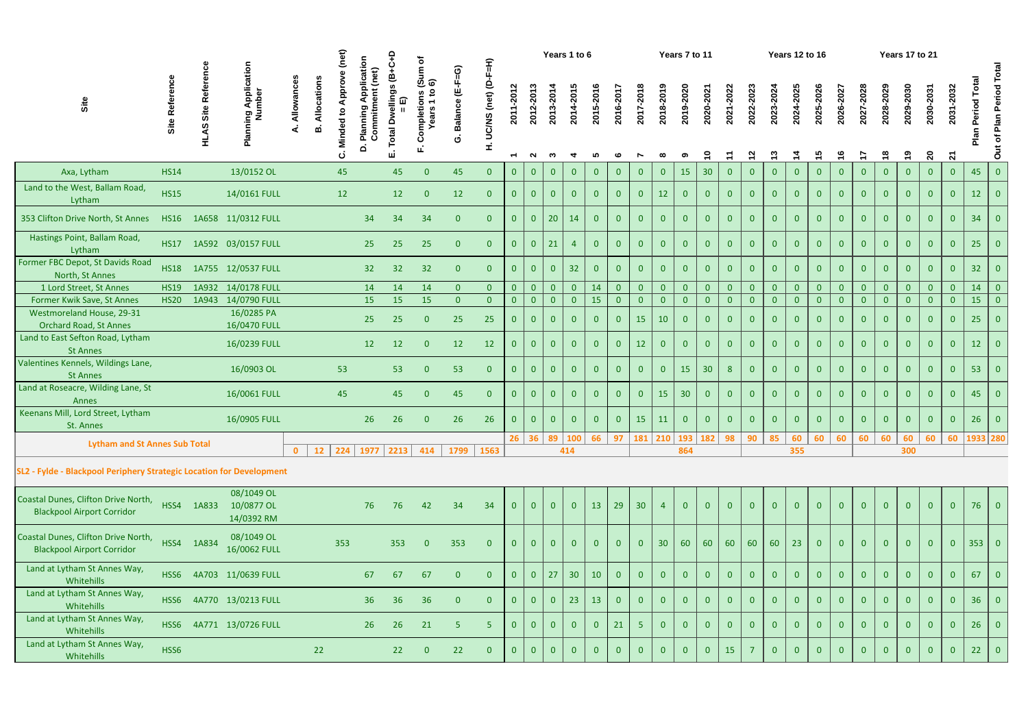| Site | Site Reference | HLAS Site Reference | Planning Application Number | A. Allowances | B. Allocations | C. Minded to Approve (net) | D. Planning Application Commitment (net) | E. Total Dwellings (B+C+D = E) | F. Completions (Sum of Years 1 to 6) | G. Balance (E-F=G) | H. UC/NS (net) (D-F=H) | 2011-2012 | 2012-2013 | 2013-2014 | 2014-2015 | 2015-2016 | 2016-2017 | 2017-2018 | 2018-2019 | 2019-2020 | 2020-2021 | 2021-2022 | 2022-2023 | 2023-2024 | 2024-2025 | 2025-2026 | 2026-2027 | 2027-2028 | 2028-2029 | 2029-2030 | 2030-2031 | 2031-2032 | Plan Period Total | Out of Plan Period Total |
|---|---|---|---|---|---|---|---|---|---|---|---|---|---|---|---|---|---|---|---|---|---|---|---|---|---|---|---|---|---|---|---|---|---|---|
| | | | | | | | | | | | | Years 1 to 6 | | | | | | Years 7 to 11 | | | | | Years 12 to 16 | | | | | Years 17 to 21 | | | | | | |
| | | | | | | | | | | | | 1 | 2 | 3 | 4 | 5 | 6 | 7 | 8 | 9 | 10 | 11 | 12 | 13 | 14 | 15 | 16 | 17 | 18 | 19 | 20 | 21 | | |
| Axa, Lytham | HS14 | | 13/0152 OL | | | 45 | | 45 | 0 | 45 | 0 | 0 | 0 | 0 | 0 | 0 | 0 | 0 | 0 | 15 | 30 | 0 | 0 | 0 | 0 | 0 | 0 | 0 | 0 | 0 | 0 | 0 | 45 | 0 |
| Land to the West, Ballam Road, Lytham | HS15 | | 14/0161 FULL | | | 12 | | 12 | 0 | 12 | 0 | 0 | 0 | 0 | 0 | 0 | 0 | 0 | 12 | 0 | 0 | 0 | 0 | 0 | 0 | 0 | 0 | 0 | 0 | 0 | 0 | 0 | 12 | 0 |
| 353 Clifton Drive North, St Annes | HS16 | 1A658 | 11/0312 FULL | | | | 34 | 34 | 34 | 0 | 0 | 0 | 0 | 20 | 14 | 0 | 0 | 0 | 0 | 0 | 0 | 0 | 0 | 0 | 0 | 0 | 0 | 0 | 0 | 0 | 0 | 0 | 34 | 0 |
| Hastings Point, Ballam Road, Lytham | HS17 | 1A592 | 03/0157 FULL | | | | 25 | 25 | 25 | 0 | 0 | 0 | 0 | 21 | 4 | 0 | 0 | 0 | 0 | 0 | 0 | 0 | 0 | 0 | 0 | 0 | 0 | 0 | 0 | 0 | 0 | 0 | 25 | 0 |
| Former FBC Depot, St Davids Road North, St Annes | HS18 | 1A755 | 12/0537 FULL | | | | 32 | 32 | 32 | 0 | 0 | 0 | 0 | 0 | 32 | 0 | 0 | 0 | 0 | 0 | 0 | 0 | 0 | 0 | 0 | 0 | 0 | 0 | 0 | 0 | 0 | 0 | 32 | 0 |
| 1 Lord Street, St Annes | HS19 | 1A932 | 14/0178 FULL | | | | 14 | 14 | 14 | 0 | 0 | 0 | 0 | 0 | 0 | 14 | 0 | 0 | 0 | 0 | 0 | 0 | 0 | 0 | 0 | 0 | 0 | 0 | 0 | 0 | 0 | 0 | 14 | 0 |
| Former Kwik Save, St Annes | HS20 | 1A943 | 14/0790 FULL | | | | 15 | 15 | 15 | 0 | 0 | 0 | 0 | 0 | 0 | 15 | 0 | 0 | 0 | 0 | 0 | 0 | 0 | 0 | 0 | 0 | 0 | 0 | 0 | 0 | 0 | 0 | 15 | 0 |
| Westmoreland House, 29-31 Orchard Road, St Annes | | | 16/0285 PA 16/0470 FULL | | | | 25 | 25 | 0 | 25 | 25 | 0 | 0 | 0 | 0 | 0 | 0 | 15 | 10 | 0 | 0 | 0 | 0 | 0 | 0 | 0 | 0 | 0 | 0 | 0 | 0 | 0 | 25 | 0 |
| Land to East Sefton Road, Lytham St Annes | | | 16/0239 FULL | | | | 12 | 12 | 0 | 12 | 12 | 0 | 0 | 0 | 0 | 0 | 0 | 12 | 0 | 0 | 0 | 0 | 0 | 0 | 0 | 0 | 0 | 0 | 0 | 0 | 0 | 0 | 12 | 0 |
| Valentines Kennels, Wildings Lane, St Annes | | | 16/0903 OL | | | 53 | | 53 | 0 | 53 | 0 | 0 | 0 | 0 | 0 | 0 | 0 | 0 | 0 | 15 | 30 | 8 | 0 | 0 | 0 | 0 | 0 | 0 | 0 | 0 | 0 | 0 | 53 | 0 |
| Land at Roseacre, Wilding Lane, St Annes | | | 16/0061 FULL | | | 45 | | 45 | 0 | 45 | 0 | 0 | 0 | 0 | 0 | 0 | 0 | 0 | 15 | 30 | 0 | 0 | 0 | 0 | 0 | 0 | 0 | 0 | 0 | 0 | 0 | 0 | 45 | 0 |
| Keenans Mill, Lord Street, Lytham St. Annes | | | 16/0905 FULL | | | | 26 | 26 | 0 | 26 | 26 | 0 | 0 | 0 | 0 | 0 | 0 | 15 | 11 | 0 | 0 | 0 | 0 | 0 | 0 | 0 | 0 | 0 | 0 | 0 | 0 | 0 | 26 | 0 |
| **Lytham and St Annes Sub Total** | | | | | | | | | | | | 26 | 36 | 89 | 100 | 66 | 97 | 181 | 210 | 193 | 182 | 98 | 90 | 85 | 60 | 60 | 60 | 60 | 60 | 60 | 60 | 60 | 1933 | 280 |
| | | | | 0 | 12 | 224 | 1977 | 2213 | 414 | 1799 | 1563 | 414 | | | | | | 864 | | | | | 355 | | | | | 300 | | | | | | |
| **SL2 - Fylde - Blackpool Periphery Strategic Location for Development** | | | | | | | | | | | | | | | | | | | | | | | | | | | | | | | | | | |
| Coastal Dunes, Clifton Drive North, Blackpool Airport Corridor | HSS4 | 1A833 | 08/1049 OL 10/0877 OL 14/0392 RM | | | | 76 | 76 | 42 | 34 | 34 | 0 | 0 | 0 | 0 | 13 | 29 | 30 | 4 | 0 | 0 | 0 | 0 | 0 | 0 | 0 | 0 | 0 | 0 | 0 | 0 | 0 | 76 | 0 |
| Coastal Dunes, Clifton Drive North, Blackpool Airport Corridor | HSS4 | 1A834 | 08/1049 OL 16/0062 FULL | | | 353 | | 353 | 0 | 353 | 0 | 0 | 0 | 0 | 0 | 0 | 0 | 0 | 30 | 60 | 60 | 60 | 60 | 60 | 23 | 0 | 0 | 0 | 0 | 0 | 0 | 0 | 353 | 0 |
| Land at Lytham St Annes Way, Whitehills | HSS6 | 4A703 | 11/0639 FULL | | | | 67 | 67 | 67 | 0 | 0 | 0 | 0 | 27 | 30 | 10 | 0 | 0 | 0 | 0 | 0 | 0 | 0 | 0 | 0 | 0 | 0 | 0 | 0 | 0 | 0 | 0 | 67 | 0 |
| Land at Lytham St Annes Way, Whitehills | HSS6 | 4A770 | 13/0213 FULL | | | | 36 | 36 | 36 | 0 | 0 | 0 | 0 | 0 | 23 | 13 | 0 | 0 | 0 | 0 | 0 | 0 | 0 | 0 | 0 | 0 | 0 | 0 | 0 | 0 | 0 | 0 | 36 | 0 |
| Land at Lytham St Annes Way, Whitehills | HSS6 | 4A771 | 13/0726 FULL | | | | 26 | 26 | 21 | 5 | 5 | 0 | 0 | 0 | 0 | 0 | 21 | 5 | 0 | 0 | 0 | 0 | 0 | 0 | 0 | 0 | 0 | 0 | 0 | 0 | 0 | 0 | 26 | 0 |
| Land at Lytham St Annes Way, Whitehills | HSS6 | | | | 22 | | | 22 | 0 | 22 | 0 | 0 | 0 | 0 | 0 | 0 | 0 | 0 | 0 | 0 | 0 | 15 | 7 | 0 | 0 | 0 | 0 | 0 | 0 | 0 | 0 | 0 | 22 | 0 |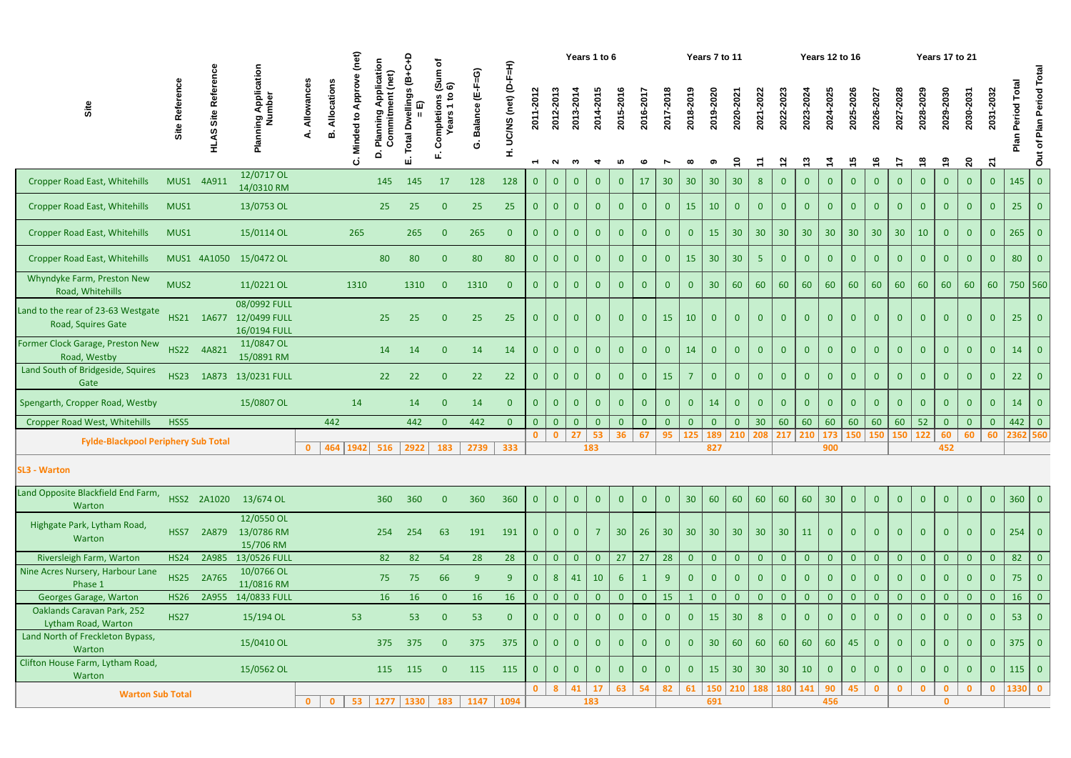| Site | Site Reference | HLAS Site Reference | Planning Application Number | A. Allowances | B. Allocations | C. Minded to Approve (net) | D. Planning Application Commitment (net) | E. Total Dwellings (B+C+D = E) | F. Completions (Sum of Years 1 to 6) | G. Balance (E-F=G) | H. UC/NS (net) (D-F=H) | 2011-2012 (1) | 2012-2013 (2) | 2013-2014 (3) | 2014-2015 (4) | 2015-2016 (5) | 2016-2017 (6) | 2017-2018 (7) | 2018-2019 (8) | 2019-2020 (9) | 2020-2021 (10) | 2021-2022 (11) | 2022-2023 (12) | 2023-2024 (13) | 2024-2025 (14) | 2025-2026 (15) | 2026-2027 (16) | 2027-2028 (17) | 2028-2029 (18) | 2029-2030 (19) | 2030-2031 (20) | 2031-2032 (21) | Plan Period Total | Out of Plan Period Total |
|---|---|---|---|---|---|---|---|---|---|---|---|---|---|---|---|---|---|---|---|---|---|---|---|---|---|---|---|---|---|---|---|---|---|---|
| | | | | | | | | | | | | Years 1 to 6 | | | | | | Years 7 to 11 | | | | | Years 12 to 16 | | | | | Years 17 to 21 | | | | | | |
| Cropper Road East, Whitehills | MUS1 | 4A911 | 12/0717 OL 14/0310 RM | | | | 145 | 145 | 17 | 128 | 128 | 0 | 0 | 0 | 0 | 0 | 17 | 30 | 30 | 30 | 30 | 8 | 0 | 0 | 0 | 0 | 0 | 0 | 0 | 0 | 0 | 0 | 145 | 0 |
| Cropper Road East, Whitehills | MUS1 | | 13/0753 OL | | | | 25 | 25 | 0 | 25 | 25 | 0 | 0 | 0 | 0 | 0 | 0 | 0 | 15 | 10 | 0 | 0 | 0 | 0 | 0 | 0 | 0 | 0 | 0 | 0 | 0 | 0 | 25 | 0 |
| Cropper Road East, Whitehills | MUS1 | | 15/0114 OL | | | 265 | | 265 | 0 | 265 | 0 | 0 | 0 | 0 | 0 | 0 | 0 | 0 | 0 | 15 | 30 | 30 | 30 | 30 | 30 | 30 | 30 | 30 | 10 | 0 | 0 | 0 | 265 | 0 |
| Cropper Road East, Whitehills | MUS1 | 4A1050 | 15/0472 OL | | | | 80 | 80 | 0 | 80 | 80 | 0 | 0 | 0 | 0 | 0 | 0 | 0 | 15 | 30 | 30 | 5 | 0 | 0 | 0 | 0 | 0 | 0 | 0 | 0 | 0 | 0 | 80 | 0 |
| Whyndyke Farm, Preston New Road, Whitehills | MUS2 | | 11/0221 OL | | | 1310 | | 1310 | 0 | 1310 | 0 | 0 | 0 | 0 | 0 | 0 | 0 | 0 | 0 | 30 | 60 | 60 | 60 | 60 | 60 | 60 | 60 | 60 | 60 | 60 | 60 | 60 | 750 | 560 |
| Land to the rear of 23-63 Westgate Road, Squires Gate | HS21 | 1A677 | 08/0992 FULL 12/0499 FULL 16/0194 FULL | | | | 25 | 25 | 0 | 25 | 25 | 0 | 0 | 0 | 0 | 0 | 0 | 15 | 10 | 0 | 0 | 0 | 0 | 0 | 0 | 0 | 0 | 0 | 0 | 0 | 0 | 0 | 25 | 0 |
| Former Clock Garage, Preston New Road, Westby | HS22 | 4A821 | 11/0847 OL 15/0891 RM | | | | 14 | 14 | 0 | 14 | 14 | 0 | 0 | 0 | 0 | 0 | 0 | 0 | 14 | 0 | 0 | 0 | 0 | 0 | 0 | 0 | 0 | 0 | 0 | 0 | 0 | 0 | 14 | 0 |
| Land South of Bridgeside, Squires Gate | HS23 | 1A873 | 13/0231 FULL | | | | 22 | 22 | 0 | 22 | 22 | 0 | 0 | 0 | 0 | 0 | 0 | 15 | 7 | 0 | 0 | 0 | 0 | 0 | 0 | 0 | 0 | 0 | 0 | 0 | 0 | 0 | 22 | 0 |
| Spengarth, Cropper Road, Westby | | | 15/0807 OL | | | 14 | | 14 | 0 | 14 | 0 | 0 | 0 | 0 | 0 | 0 | 0 | 0 | 0 | 14 | 0 | 0 | 0 | 0 | 0 | 0 | 0 | 0 | 0 | 0 | 0 | 0 | 14 | 0 |
| Cropper Road West, Whitehills | HSS5 | | | | 442 | | | 442 | 0 | 442 | 0 | 0 | 0 | 0 | 0 | 0 | 0 | 0 | 0 | 0 | 0 | 30 | 60 | 60 | 60 | 60 | 60 | 60 | 52 | 0 | 0 | 0 | 442 | 0 |
| **Fylde-Blackpool Periphery Sub Total** | | | | | | | | | | | | 0 | 0 | 27 | 53 | 36 | 67 | 95 | 125 | 189 | 210 | 208 | 217 | 210 | 173 | 150 | 150 | 150 | 122 | 60 | 60 | 60 | 2362 | 560 |
| | | | | 0 | 464 | 1942 | 516 | 2922 | 183 | 2739 | 333 | | | | 183 | | | | | 827 | | | | | 900 | | | | | 452 | | | | |
| **SL3 - Warton** | | | | | | | | | | | | | | | | | | | | | | | | | | | | | | | | | | |
| Land Opposite Blackfield End Farm, Warton | HSS2 | 2A1020 | 13/674 OL | | | | 360 | 360 | 0 | 360 | 360 | 0 | 0 | 0 | 0 | 0 | 0 | 0 | 30 | 60 | 60 | 60 | 60 | 60 | 30 | 0 | 0 | 0 | 0 | 0 | 0 | 0 | 360 | 0 |
| Highgate Park, Lytham Road, Warton | HSS7 | 2A879 | 12/0550 OL 13/0786 RM 15/706 RM | | | | 254 | 254 | 63 | 191 | 191 | 0 | 0 | 0 | 7 | 30 | 26 | 30 | 30 | 30 | 30 | 30 | 30 | 11 | 0 | 0 | 0 | 0 | 0 | 0 | 0 | 0 | 254 | 0 |
| Riversleigh Farm, Warton | HS24 | 2A985 | 13/0526 FULL | | | | 82 | 82 | 54 | 28 | 28 | 0 | 0 | 0 | 0 | 27 | 27 | 28 | 0 | 0 | 0 | 0 | 0 | 0 | 0 | 0 | 0 | 0 | 0 | 0 | 0 | 0 | 82 | 0 |
| Nine Acres Nursery, Harbour Lane Phase 1 | HS25 | 2A765 | 10/0766 OL 11/0816 RM | | | | 75 | 75 | 66 | 9 | 9 | 0 | 8 | 41 | 10 | 6 | 1 | 9 | 0 | 0 | 0 | 0 | 0 | 0 | 0 | 0 | 0 | 0 | 0 | 0 | 0 | 0 | 75 | 0 |
| Georges Garage, Warton | HS26 | 2A955 | 14/0833 FULL | | | | 16 | 16 | 0 | 16 | 16 | 0 | 0 | 0 | 0 | 0 | 0 | 15 | 1 | 0 | 0 | 0 | 0 | 0 | 0 | 0 | 0 | 0 | 0 | 0 | 0 | 0 | 16 | 0 |
| Oaklands Caravan Park, 252 Lytham Road, Warton | HS27 | | 15/194 OL | | | 53 | | 53 | 0 | 53 | 0 | 0 | 0 | 0 | 0 | 0 | 0 | 0 | 0 | 15 | 30 | 8 | 0 | 0 | 0 | 0 | 0 | 0 | 0 | 0 | 0 | 0 | 53 | 0 |
| Land North of Freckleton Bypass, Warton | | | 15/0410 OL | | | | 375 | 375 | 0 | 375 | 375 | 0 | 0 | 0 | 0 | 0 | 0 | 0 | 0 | 30 | 60 | 60 | 60 | 60 | 60 | 45 | 0 | 0 | 0 | 0 | 0 | 0 | 375 | 0 |
| Clifton House Farm, Lytham Road, Warton | | | 15/0562 OL | | | | 115 | 115 | 0 | 115 | 115 | 0 | 0 | 0 | 0 | 0 | 0 | 0 | 0 | 15 | 30 | 30 | 30 | 10 | 0 | 0 | 0 | 0 | 0 | 0 | 0 | 0 | 115 | 0 |
| **Warton Sub Total** | | | | | | | | | | | | 0 | 8 | 41 | 17 | 63 | 54 | 82 | 61 | 150 | 210 | 188 | 180 | 141 | 90 | 45 | 0 | 0 | 0 | 0 | 0 | 0 | 1330 | 0 |
| | | | | 0 | 0 | 53 | 1277 | 1330 | 183 | 1147 | 1094 | | | | 183 | | | | | 691 | | | | | 456 | | | | | 0 | | | | |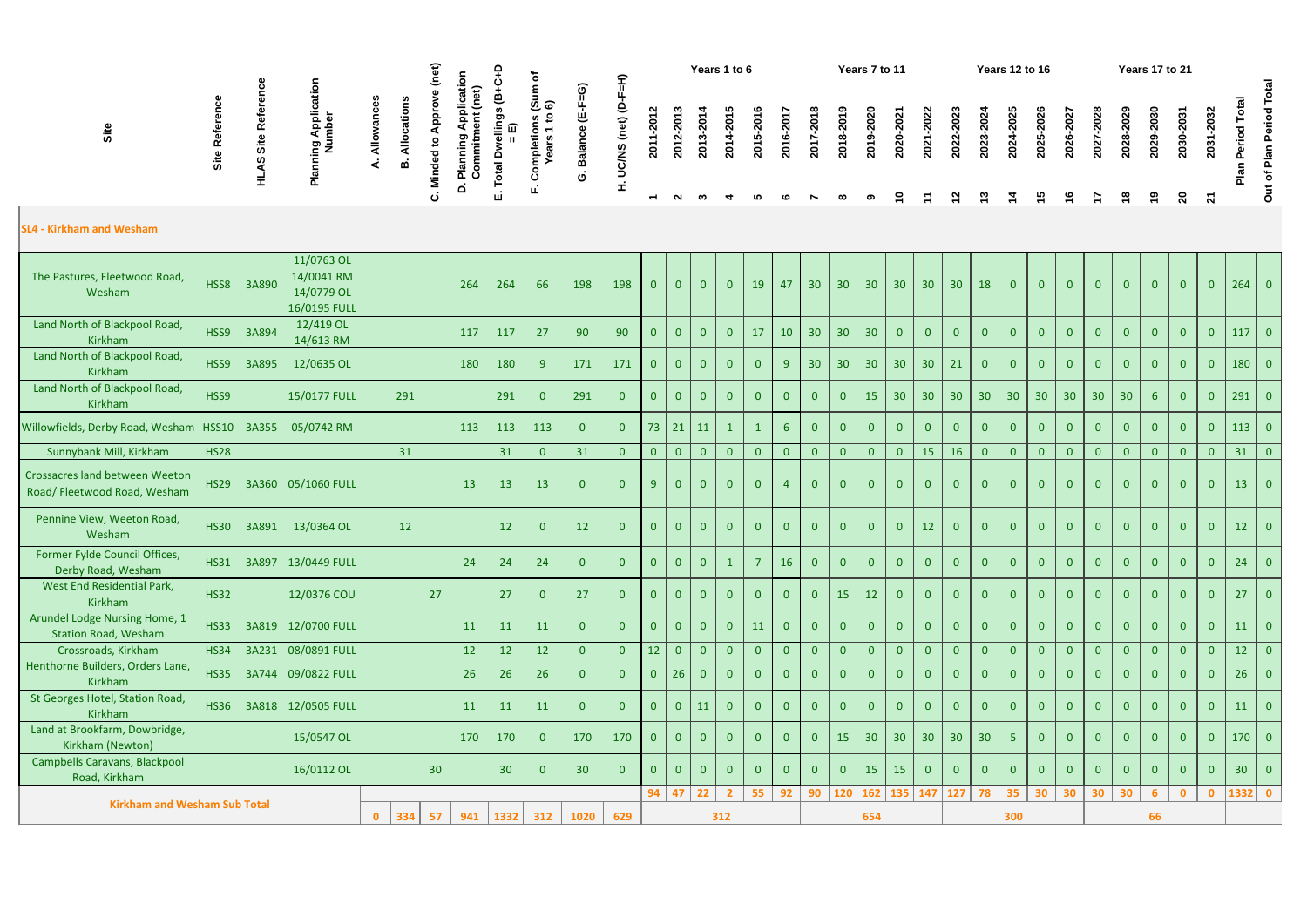| Site | Site Reference | HLAS Site Reference | Planning Application Number | A. Allowances | B. Allocations | C. Minded to Approve (net) | D. Planning Application Commitment (net) | E. Total Dwellings (B+C+D = E) | F. Completions (Sum of Years 1 to 6) | G. Balance (E-F=G) | H. UC/NS (net) (D-F=H) | 2011-2012 | 2012-2013 | 2013-2014 | 2014-2015 | 2015-2016 | 2016-2017 | 2017-2018 | 2018-2019 | 2019-2020 | 2020-2021 | 2021-2022 | 2022-2023 | 2023-2024 | 2024-2025 | 2025-2026 | 2026-2027 | 2027-2028 | 2028-2029 | 2029-2030 | 2030-2031 | 2031-2032 | Plan Period Total | Out of Plan Period Total |
|---|---|---|---|---|---|---|---|---|---|---|---|---|---|---|---|---|---|---|---|---|---|---|---|---|---|---|---|---|---|---|---|---|---|---|
| | | | | | | | | | | | | Years 1 to 6 | | | | | | Years 7 to 11 | | | | | Years 12 to 16 | | | | | Years 17 to 21 | | | | | | |
| | | | | | | | | | | | | 1 | 2 | 3 | 4 | 5 | 6 | 7 | 8 | 9 | 10 | 11 | 12 | 13 | 14 | 15 | 16 | 17 | 18 | 19 | 20 | 21 | | |
| **SL4 - Kirkham and Wesham** | | | | | | | | | | | | | | | | | | | | | | | | | | | | | | | | | | |
| The Pastures, Fleetwood Road, Wesham | HSS8 | 3A890 | 11/0763 OL 14/0041 RM 14/0779 OL 16/0195 FULL | | | | 264 | 264 | 66 | 198 | 198 | 0 | 0 | 0 | 0 | 19 | 47 | 30 | 30 | 30 | 30 | 30 | 30 | 18 | 0 | 0 | 0 | 0 | 0 | 0 | 0 | 0 | 264 | 0 |
| Land North of Blackpool Road, Kirkham | HSS9 | 3A894 | 12/419 OL 14/613 RM | | | | 117 | 117 | 27 | 90 | 90 | 0 | 0 | 0 | 0 | 17 | 10 | 30 | 30 | 30 | 0 | 0 | 0 | 0 | 0 | 0 | 0 | 0 | 0 | 0 | 0 | 0 | 117 | 0 |
| Land North of Blackpool Road, Kirkham | HSS9 | 3A895 | 12/0635 OL | | | | 180 | 180 | 9 | 171 | 171 | 0 | 0 | 0 | 0 | 0 | 9 | 30 | 30 | 30 | 30 | 30 | 21 | 0 | 0 | 0 | 0 | 0 | 0 | 0 | 0 | 0 | 180 | 0 |
| Land North of Blackpool Road, Kirkham | HSS9 | | 15/0177 FULL | | 291 | | | 291 | 0 | 291 | 0 | 0 | 0 | 0 | 0 | 0 | 0 | 0 | 0 | 15 | 30 | 30 | 30 | 30 | 30 | 30 | 30 | 30 | 30 | 6 | 0 | 0 | 291 | 0 |
| Willowfields, Derby Road, Wesham | HSS10 | 3A355 | 05/0742 RM | | | | 113 | 113 | 113 | 0 | 0 | 73 | 21 | 11 | 1 | 1 | 6 | 0 | 0 | 0 | 0 | 0 | 0 | 0 | 0 | 0 | 0 | 0 | 0 | 0 | 0 | 0 | 113 | 0 |
| Sunnybank Mill, Kirkham | HS28 | | | | 31 | | | 31 | 0 | 31 | 0 | 0 | 0 | 0 | 0 | 0 | 0 | 0 | 0 | 0 | 0 | 15 | 16 | 0 | 0 | 0 | 0 | 0 | 0 | 0 | 0 | 0 | 31 | 0 |
| Crossacres land between Weeton Road/ Fleetwood Road, Wesham | HS29 | 3A360 | 05/1060 FULL | | | | 13 | 13 | 13 | 0 | 0 | 9 | 0 | 0 | 0 | 0 | 4 | 0 | 0 | 0 | 0 | 0 | 0 | 0 | 0 | 0 | 0 | 0 | 0 | 0 | 0 | 0 | 13 | 0 |
| Pennine View, Weeton Road, Wesham | HS30 | 3A891 | 13/0364 OL | | 12 | | | 12 | 0 | 12 | 0 | 0 | 0 | 0 | 0 | 0 | 0 | 0 | 0 | 0 | 0 | 12 | 0 | 0 | 0 | 0 | 0 | 0 | 0 | 0 | 0 | 0 | 12 | 0 |
| Former Fylde Council Offices, Derby Road, Wesham | HS31 | 3A897 | 13/0449 FULL | | | | 24 | 24 | 24 | 0 | 0 | 0 | 0 | 0 | 1 | 7 | 16 | 0 | 0 | 0 | 0 | 0 | 0 | 0 | 0 | 0 | 0 | 0 | 0 | 0 | 0 | 0 | 24 | 0 |
| West End Residential Park, Kirkham | HS32 | | 12/0376 COU | | | 27 | | 27 | 0 | 27 | 0 | 0 | 0 | 0 | 0 | 0 | 0 | 0 | 15 | 12 | 0 | 0 | 0 | 0 | 0 | 0 | 0 | 0 | 0 | 0 | 0 | 0 | 27 | 0 |
| Arundel Lodge Nursing Home, 1 Station Road, Wesham | HS33 | 3A819 | 12/0700 FULL | | | | 11 | 11 | 11 | 0 | 0 | 0 | 0 | 0 | 0 | 11 | 0 | 0 | 0 | 0 | 0 | 0 | 0 | 0 | 0 | 0 | 0 | 0 | 0 | 0 | 0 | 0 | 11 | 0 |
| Crossroads, Kirkham | HS34 | 3A231 | 08/0891 FULL | | | | 12 | 12 | 12 | 0 | 0 | 12 | 0 | 0 | 0 | 0 | 0 | 0 | 0 | 0 | 0 | 0 | 0 | 0 | 0 | 0 | 0 | 0 | 0 | 0 | 0 | 0 | 12 | 0 |
| Henthorne Builders, Orders Lane, Kirkham | HS35 | 3A744 | 09/0822 FULL | | | | 26 | 26 | 26 | 0 | 0 | 0 | 26 | 0 | 0 | 0 | 0 | 0 | 0 | 0 | 0 | 0 | 0 | 0 | 0 | 0 | 0 | 0 | 0 | 0 | 0 | 0 | 26 | 0 |
| St Georges Hotel, Station Road, Kirkham | HS36 | 3A818 | 12/0505 FULL | | | | 11 | 11 | 11 | 0 | 0 | 0 | 0 | 11 | 0 | 0 | 0 | 0 | 0 | 0 | 0 | 0 | 0 | 0 | 0 | 0 | 0 | 0 | 0 | 0 | 0 | 0 | 11 | 0 |
| Land at Brookfarm, Dowbridge, Kirkham (Newton) | | | 15/0547 OL | | | | 170 | 170 | 0 | 170 | 170 | 0 | 0 | 0 | 0 | 0 | 0 | 0 | 15 | 30 | 30 | 30 | 30 | 30 | 5 | 0 | 0 | 0 | 0 | 0 | 0 | 0 | 170 | 0 |
| Campbells Caravans, Blackpool Road, Kirkham | | | 16/0112 OL | | | 30 | | 30 | 0 | 30 | 0 | 0 | 0 | 0 | 0 | 0 | 0 | 0 | 0 | 15 | 15 | 0 | 0 | 0 | 0 | 0 | 0 | 0 | 0 | 0 | 0 | 0 | 30 | 0 |
| **Kirkham and Wesham Sub Total** | | | | | | | | | | | | **94** | **47** | **22** | **2** | **55** | **92** | **90** | **120** | **162** | **135** | **147** | **127** | **78** | **35** | **30** | **30** | **30** | **30** | **6** | **0** | **0** | **1332** | **0** |
| | | | | **0** | **334** | **57** | **941** | **1332** | **312** | **1020** | **629** | **312** | | | | | | **654** | | | | | **300** | | | | | **66** | | | | | | |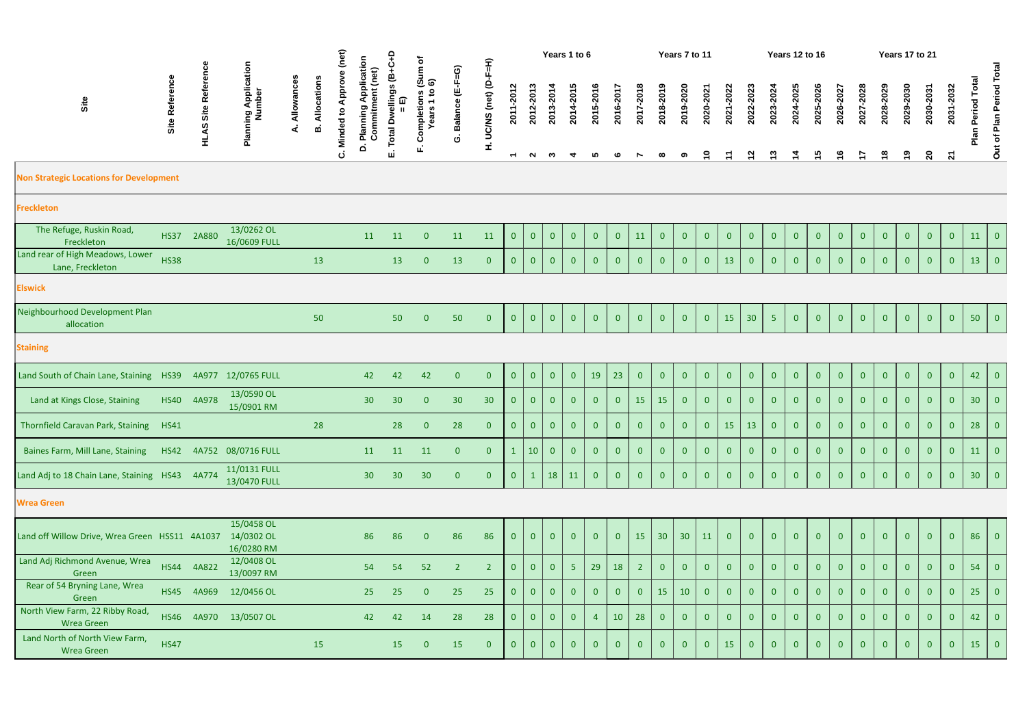| Site | Site Reference | HLAS Site Reference | Planning Application Number | A. Allowances | B. Allocations | C. Minded to Approve (net) | D. Planning Application Commitment (net) | E. Total Dwellings (B+C+D = E) | F. Completions (Sum of Years 1 to 6) | G. Balance (E-F=G) | H. UC/NS (net) (D-F=H) | 2011-2012 | 2012-2013 | 2013-2014 | 2014-2015 | 2015-2016 | 2016-2017 | 2017-2018 | 2018-2019 | 2019-2020 | 2020-2021 | 2021-2022 | 2022-2023 | 2023-2024 | 2024-2025 | 2025-2026 | 2026-2027 | 2027-2028 | 2028-2029 | 2029-2030 | 2030-2031 | 2031-2032 | Plan Period Total | Out of Plan Period Total |
|---|---|---|---|---|---|---|---|---|---|---|---|---|---|---|---|---|---|---|---|---|---|---|---|---|---|---|---|---|---|---|---|---|---|---|
| | | | | | | | | | | | | Years 1 to 6 | | | | | | Years 7 to 11 | | | | | Years 12 to 16 | | | | | Years 17 to 21 | | | | | | |
| | | | | | | | | | | | | 1 | 2 | 3 | 4 | 5 | 6 | 7 | 8 | 9 | 10 | 11 | 12 | 13 | 14 | 15 | 16 | 17 | 18 | 19 | 20 | 21 | | |
| **Non Strategic Locations for Development** | | | | | | | | | | | | | | | | | | | | | | | | | | | | | | | | | | |
| **Freckleton** | | | | | | | | | | | | | | | | | | | | | | | | | | | | | | | | | | |
| The Refuge, Ruskin Road, Freckleton | HS37 | 2A880 | 13/0262 OL 16/0609 FULL | | | | 11 | 11 | 0 | 11 | 11 | 0 | 0 | 0 | 0 | 0 | 0 | 11 | 0 | 0 | 0 | 0 | 0 | 0 | 0 | 0 | 0 | 0 | 0 | 0 | 0 | 0 | 11 | 0 |
| Land rear of High Meadows, Lower Lane, Freckleton | HS38 | | | | 13 | | | 13 | 0 | 13 | 0 | 0 | 0 | 0 | 0 | 0 | 0 | 0 | 0 | 0 | 0 | 13 | 0 | 0 | 0 | 0 | 0 | 0 | 0 | 0 | 0 | 0 | 13 | 0 |
| **Elswick** | | | | | | | | | | | | | | | | | | | | | | | | | | | | | | | | | | |
| Neighbourhood Development Plan allocation | | | | | 50 | | | 50 | 0 | 50 | 0 | 0 | 0 | 0 | 0 | 0 | 0 | 0 | 0 | 0 | 0 | 15 | 30 | 5 | 0 | 0 | 0 | 0 | 0 | 0 | 0 | 0 | 50 | 0 |
| **Staining** | | | | | | | | | | | | | | | | | | | | | | | | | | | | | | | | | | |
| Land South of Chain Lane, Staining | HS39 | 4A977 | 12/0765 FULL | | | | 42 | 42 | 42 | 0 | 0 | 0 | 0 | 0 | 0 | 19 | 23 | 0 | 0 | 0 | 0 | 0 | 0 | 0 | 0 | 0 | 0 | 0 | 0 | 0 | 0 | 0 | 42 | 0 |
| Land at Kings Close, Staining | HS40 | 4A978 | 13/0590 OL 15/0901 RM | | | | 30 | 30 | 0 | 30 | 30 | 0 | 0 | 0 | 0 | 0 | 0 | 15 | 15 | 0 | 0 | 0 | 0 | 0 | 0 | 0 | 0 | 0 | 0 | 0 | 0 | 0 | 30 | 0 |
| Thornfield Caravan Park, Staining | HS41 | | | | 28 | | | 28 | 0 | 28 | 0 | 0 | 0 | 0 | 0 | 0 | 0 | 0 | 0 | 0 | 0 | 15 | 13 | 0 | 0 | 0 | 0 | 0 | 0 | 0 | 0 | 0 | 28 | 0 |
| Baines Farm, Mill Lane, Staining | HS42 | 4A752 | 08/0716 FULL | | | | 11 | 11 | 11 | 0 | 0 | 1 | 10 | 0 | 0 | 0 | 0 | 0 | 0 | 0 | 0 | 0 | 0 | 0 | 0 | 0 | 0 | 0 | 0 | 0 | 0 | 0 | 11 | 0 |
| Land Adj to 18 Chain Lane, Staining | HS43 | 4A774 | 11/0131 FULL 13/0470 FULL | | | | 30 | 30 | 30 | 0 | 0 | 0 | 1 | 18 | 11 | 0 | 0 | 0 | 0 | 0 | 0 | 0 | 0 | 0 | 0 | 0 | 0 | 0 | 0 | 0 | 0 | 0 | 30 | 0 |
| **Wrea Green** | | | | | | | | | | | | | | | | | | | | | | | | | | | | | | | | | | |
| Land off Willow Drive, Wrea Green | HSS11 | 4A1037 | 15/0458 OL 14/0302 OL 16/0280 RM | | | | 86 | 86 | 0 | 86 | 86 | 0 | 0 | 0 | 0 | 0 | 0 | 15 | 30 | 30 | 11 | 0 | 0 | 0 | 0 | 0 | 0 | 0 | 0 | 0 | 0 | 0 | 86 | 0 |
| Land Adj Richmond Avenue, Wrea Green | HS44 | 4A822 | 12/0408 OL 13/0097 RM | | | | 54 | 54 | 52 | 2 | 2 | 0 | 0 | 0 | 5 | 29 | 18 | 2 | 0 | 0 | 0 | 0 | 0 | 0 | 0 | 0 | 0 | 0 | 0 | 0 | 0 | 0 | 54 | 0 |
| Rear of 54 Bryning Lane, Wrea Green | HS45 | 4A969 | 12/0456 OL | | | | 25 | 25 | 0 | 25 | 25 | 0 | 0 | 0 | 0 | 0 | 0 | 0 | 15 | 10 | 0 | 0 | 0 | 0 | 0 | 0 | 0 | 0 | 0 | 0 | 0 | 0 | 25 | 0 |
| North View Farm, 22 Ribby Road, Wrea Green | HS46 | 4A970 | 13/0507 OL | | | | 42 | 42 | 14 | 28 | 28 | 0 | 0 | 0 | 0 | 4 | 10 | 28 | 0 | 0 | 0 | 0 | 0 | 0 | 0 | 0 | 0 | 0 | 0 | 0 | 0 | 0 | 42 | 0 |
| Land North of North View Farm, Wrea Green | HS47 | | | | 15 | | | 15 | 0 | 15 | 0 | 0 | 0 | 0 | 0 | 0 | 0 | 0 | 0 | 0 | 0 | 15 | 0 | 0 | 0 | 0 | 0 | 0 | 0 | 0 | 0 | 0 | 15 | 0 |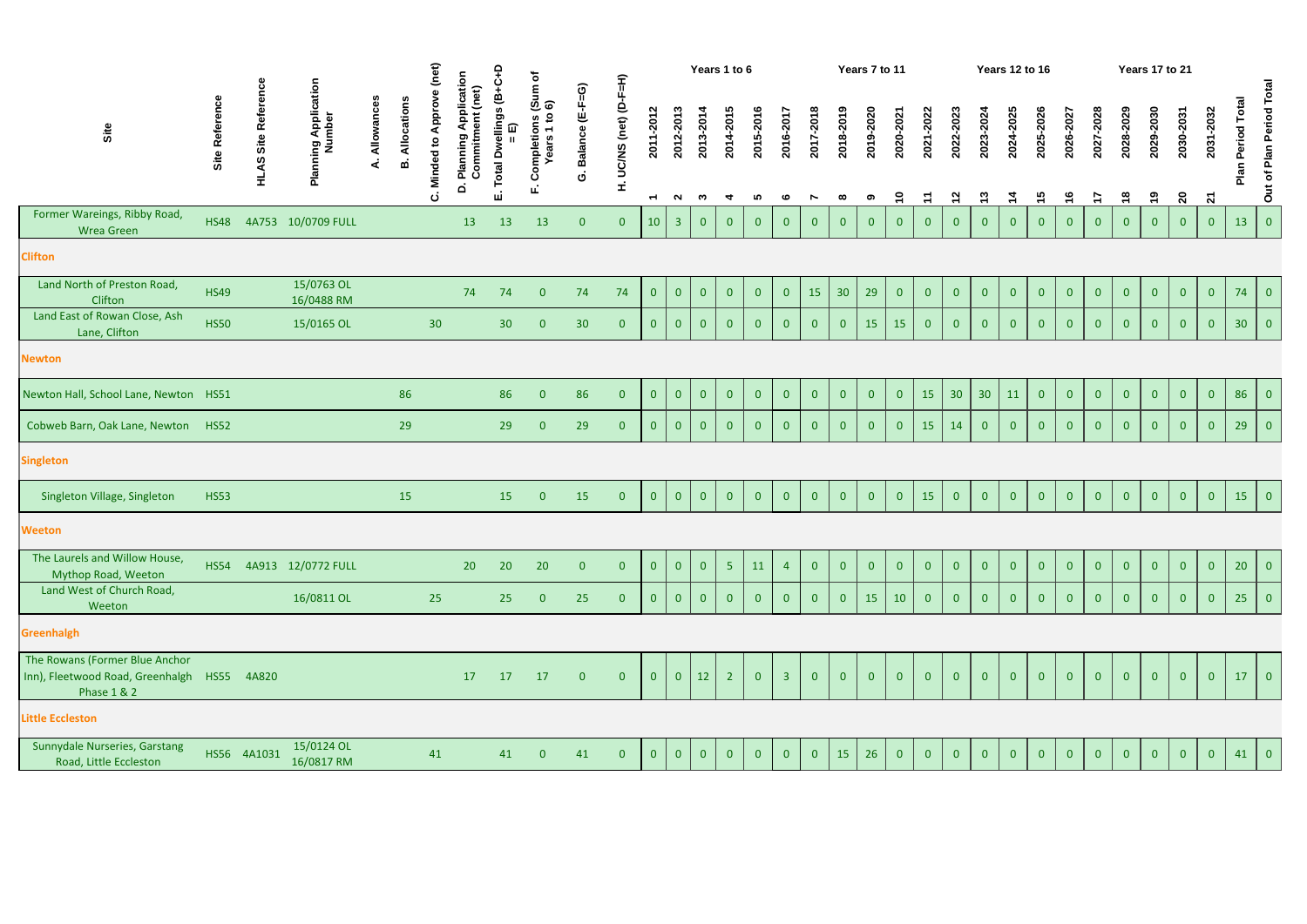| Site | Site Reference | HLAS Site Reference | Planning Application Number | A. Allowances | B. Allocations | C. Minded to Approve (net) | D. Planning Application Commitment (net) | E. Total Dwellings (B+C+D = E) | F. Completions (Sum of Years 1 to 6) | G. Balance (E-F=G) | H. UC/NS (net) (D-F=H) | Years 1 to 6 | | | | | | Years 7 to 11 | | | | | Years 12 to 16 | | | | | Years 17 to 21 | | | | | Plan Period Total | Out of Plan Period Total |
|---|---|---|---|---|---|---|---|---|---|---|---|---|---|---|---|---|---|---|---|---|---|---|---|---|---|---|---|---|---|---|---|---|---|---|
| | | | | | | | | | | | | 2011-2012 | 2012-2013 | 2013-2014 | 2014-2015 | 2015-2016 | 2016-2017 | 2017-2018 | 2018-2019 | 2019-2020 | 2020-2021 | 2021-2022 | 2022-2023 | 2023-2024 | 2024-2025 | 2025-2026 | 2026-2027 | 2027-2028 | 2028-2029 | 2029-2030 | 2030-2031 | 2031-2032 | | |
| | | | | | | | | | | | | 1 | 2 | 3 | 4 | 5 | 6 | 7 | 8 | 9 | 10 | 11 | 12 | 13 | 14 | 15 | 16 | 17 | 18 | 19 | 20 | 21 | | |
| Former Wareings, Ribby Road, Wrea Green | HS48 | 4A753 | 10/0709 FULL | | | | 13 | 13 | 13 | 0 | 0 | 10 | 3 | 0 | 0 | 0 | 0 | 0 | 0 | 0 | 0 | 0 | 0 | 0 | 0 | 0 | 0 | 0 | 0 | 0 | 0 | 0 | 13 | 0 |
| **Clifton** | | | | | | | | | | | | | | | | | | | | | | | | | | | | | | | | | | |
| Land North of Preston Road, Clifton | HS49 | | 15/0763 OL 16/0488 RM | | | | 74 | 74 | 0 | 74 | 74 | 0 | 0 | 0 | 0 | 0 | 0 | 15 | 30 | 29 | 0 | 0 | 0 | 0 | 0 | 0 | 0 | 0 | 0 | 0 | 0 | 0 | 74 | 0 |
| Land East of Rowan Close, Ash Lane, Clifton | HS50 | | 15/0165 OL | | | 30 | | 30 | 0 | 30 | 0 | 0 | 0 | 0 | 0 | 0 | 0 | 0 | 0 | 15 | 15 | 0 | 0 | 0 | 0 | 0 | 0 | 0 | 0 | 0 | 0 | 0 | 30 | 0 |
| **Newton** | | | | | | | | | | | | | | | | | | | | | | | | | | | | | | | | | | |
| Newton Hall, School Lane, Newton | HS51 | | | | 86 | | | 86 | 0 | 86 | 0 | 0 | 0 | 0 | 0 | 0 | 0 | 0 | 0 | 0 | 0 | 15 | 30 | 30 | 11 | 0 | 0 | 0 | 0 | 0 | 0 | 0 | 86 | 0 |
| Cobweb Barn, Oak Lane, Newton | HS52 | | | | 29 | | | 29 | 0 | 29 | 0 | 0 | 0 | 0 | 0 | 0 | 0 | 0 | 0 | 0 | 0 | 15 | 14 | 0 | 0 | 0 | 0 | 0 | 0 | 0 | 0 | 0 | 29 | 0 |
| **Singleton** | | | | | | | | | | | | | | | | | | | | | | | | | | | | | | | | | | |
| Singleton Village, Singleton | HS53 | | | | 15 | | | 15 | 0 | 15 | 0 | 0 | 0 | 0 | 0 | 0 | 0 | 0 | 0 | 0 | 0 | 15 | 0 | 0 | 0 | 0 | 0 | 0 | 0 | 0 | 0 | 0 | 15 | 0 |
| **Weeton** | | | | | | | | | | | | | | | | | | | | | | | | | | | | | | | | | | |
| The Laurels and Willow House, Mythop Road, Weeton | HS54 | 4A913 | 12/0772 FULL | | | | 20 | 20 | 20 | 0 | 0 | 0 | 0 | 0 | 5 | 11 | 4 | 0 | 0 | 0 | 0 | 0 | 0 | 0 | 0 | 0 | 0 | 0 | 0 | 0 | 0 | 0 | 20 | 0 |
| Land West of Church Road, Weeton | | | 16/0811 OL | | | 25 | | 25 | 0 | 25 | 0 | 0 | 0 | 0 | 0 | 0 | 0 | 0 | 0 | 15 | 10 | 0 | 0 | 0 | 0 | 0 | 0 | 0 | 0 | 0 | 0 | 0 | 25 | 0 |
| **Greenhalgh** | | | | | | | | | | | | | | | | | | | | | | | | | | | | | | | | | | |
| The Rowans (Former Blue Anchor Inn), Fleetwood Road, Greenhalgh Phase 1 & 2 | HS55 | 4A820 | | | | | 17 | 17 | 17 | 0 | 0 | 0 | 0 | 12 | 2 | 0 | 3 | 0 | 0 | 0 | 0 | 0 | 0 | 0 | 0 | 0 | 0 | 0 | 0 | 0 | 0 | 0 | 17 | 0 |
| **Little Eccleston** | | | | | | | | | | | | | | | | | | | | | | | | | | | | | | | | | | |
| Sunnydale Nurseries, Garstang Road, Little Eccleston | HS56 | 4A1031 | 15/0124 OL 16/0817 RM | | | 41 | | 41 | 0 | 41 | 0 | 0 | 0 | 0 | 0 | 0 | 0 | 0 | 15 | 26 | 0 | 0 | 0 | 0 | 0 | 0 | 0 | 0 | 0 | 0 | 0 | 0 | 41 | 0 |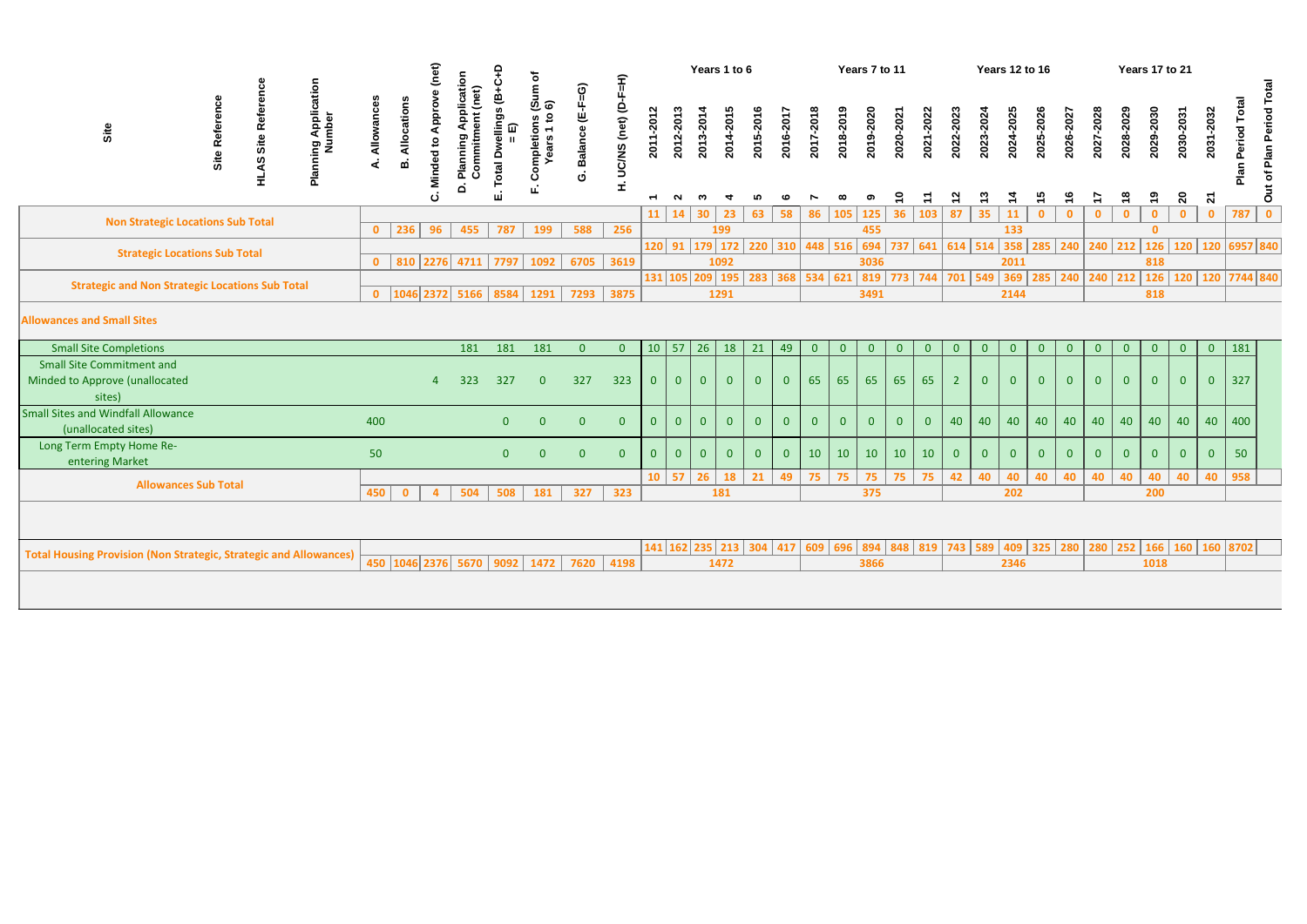| Site | Site Reference | HLAS Site Reference | Planning Application Number | A. Allowances | B. Allocations | C. Minded to Approve (net) | D. Planning Application Commitment (net) | E. Total Dwellings (B+C+D = E) | F. Completions (Sum of Years 1 to 6) | G. Balance (E-F=G) | H. UC/NS (net) (D-F=H) | Years 1 to 6 | | | | | | Years 7 to 11 | | | | | Years 12 to 16 | | | | | Years 17 to 21 | | | | | Plan Period Total | Out of Plan Period Total |
|---|---|---|---|---|---|---|---|---|---|---|---|---|---|---|---|---|---|---|---|---|---|---|---|---|---|---|---|---|---|---|---|---|---|---|
| | | | | | | | | | | | | 2011-2012 1 | 2012-2013 2 | 2013-2014 3 | 2014-2015 4 | 2015-2016 5 | 2016-2017 6 | 2017-2018 7 | 2018-2019 8 | 2019-2020 9 | 2020-2021 10 | 2021-2022 11 | 2022-2023 12 | 2023-2024 13 | 2024-2025 14 | 2025-2026 15 | 2026-2027 16 | 2027-2028 17 | 2028-2029 18 | 2029-2030 19 | 2030-2031 20 | 2031-2032 21 | | |
| Non Strategic Locations Sub Total | | | | | | | | | | | | 11 | 14 | 30 | 23 | 63 | 58 | 86 | 105 | 125 | 36 | 103 | 87 | 35 | 11 | 0 | 0 | 0 | 0 | 0 | 0 | 0 | 787 | 0 |
| | | | | 0 | 236 | 96 | 455 | 787 | 199 | 588 | 256 | | | | 199 | | | | | 455 | | | | | 133 | | | | | 0 | | | | |
| Strategic Locations Sub Total | | | | | | | | | | | | 120 | 91 | 179 | 172 | 220 | 310 | 448 | 516 | 694 | 737 | 641 | 614 | 514 | 358 | 285 | 240 | 240 | 212 | 126 | 120 | 120 | 6957 | 840 |
| | | | | 0 | 810 | 2276 | 4711 | 7797 | 1092 | 6705 | 3619 | | | | 1092 | | | | | 3036 | | | | | 2011 | | | | | 818 | | | | |
| Strategic and Non Strategic Locations Sub Total | | | | | | | | | | | | 131 | 105 | 209 | 195 | 283 | 368 | 534 | 621 | 819 | 773 | 744 | 701 | 549 | 369 | 285 | 240 | 240 | 212 | 126 | 120 | 120 | 7744 | 840 |
| | | | | 0 | 1046 | 2372 | 5166 | 8584 | 1291 | 7293 | 3875 | | | | 1291 | | | | | 3491 | | | | | 2144 | | | | | 818 | | | | |
| **Allowances and Small Sites** | | | | | | | | | | | | | | | | | | | | | | | | | | | | | | | | | | |
| Small Site Completions | | | | | | | 181 | 181 | 181 | 0 | 0 | 10 | 57 | 26 | 18 | 21 | 49 | 0 | 0 | 0 | 0 | 0 | 0 | 0 | 0 | 0 | 0 | 0 | 0 | 0 | 0 | 0 | 181 | |
| Small Site Commitment and Minded to Approve (unallocated sites) | | | | | | 4 | 323 | 327 | 0 | 327 | 323 | 0 | 0 | 0 | 0 | 0 | 0 | 65 | 65 | 65 | 65 | 65 | 2 | 0 | 0 | 0 | 0 | 0 | 0 | 0 | 0 | 0 | 327 | |
| Small Sites and Windfall Allowance (unallocated sites) | | | | 400 | | | | 0 | 0 | 0 | 0 | 0 | 0 | 0 | 0 | 0 | 0 | 0 | 0 | 0 | 0 | 0 | 40 | 40 | 40 | 40 | 40 | 40 | 40 | 40 | 40 | 40 | 400 | |
| Long Term Empty Home Re-entering Market | | | | 50 | | | | 0 | 0 | 0 | 0 | 0 | 0 | 0 | 0 | 0 | 0 | 10 | 10 | 10 | 10 | 10 | 0 | 0 | 0 | 0 | 0 | 0 | 0 | 0 | 0 | 0 | 50 | |
| Allowances Sub Total | | | | | | | | | | | | 10 | 57 | 26 | 18 | 21 | 49 | 75 | 75 | 75 | 75 | 75 | 42 | 40 | 40 | 40 | 40 | 40 | 40 | 40 | 40 | 40 | 958 | |
| | | | | 450 | 0 | 4 | 504 | 508 | 181 | 327 | 323 | | | | 181 | | | | | 375 | | | | | 202 | | | | | 200 | | | | |
| Total Housing Provision (Non Strategic, Strategic and Allowances) | | | | | | | | | | | | 141 | 162 | 235 | 213 | 304 | 417 | 609 | 696 | 894 | 848 | 819 | 743 | 589 | 409 | 325 | 280 | 280 | 252 | 166 | 160 | 160 | 8702 | |
| | | | | 450 | 1046 | 2376 | 5670 | 9092 | 1472 | 7620 | 4198 | | | | 1472 | | | | | 3866 | | | | | 2346 | | | | | 1018 | | | | |